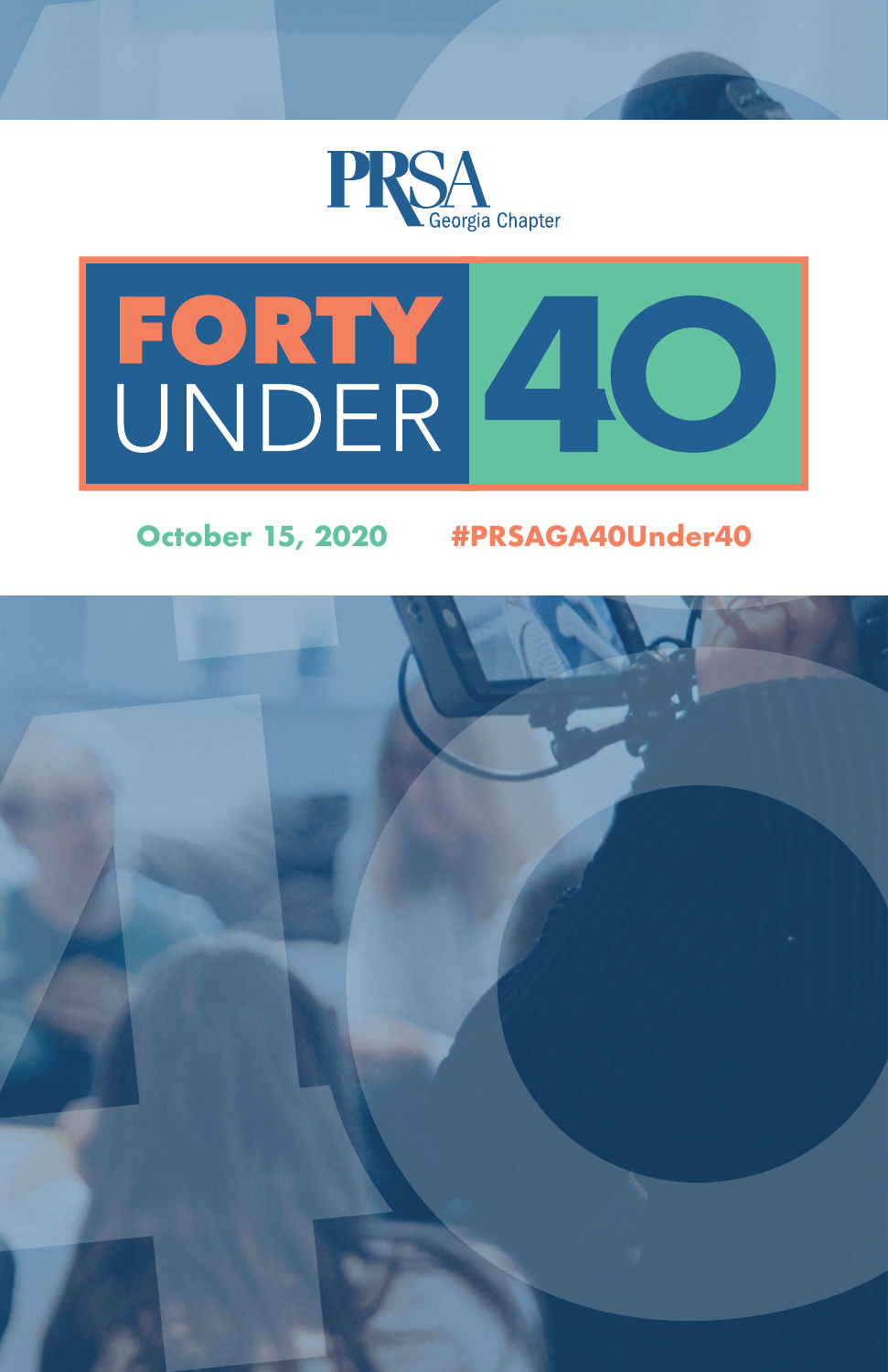PRSA

Georgia Chapter

# FORTY UNDER 40

October 15, 2020

#PRSAGA40Under40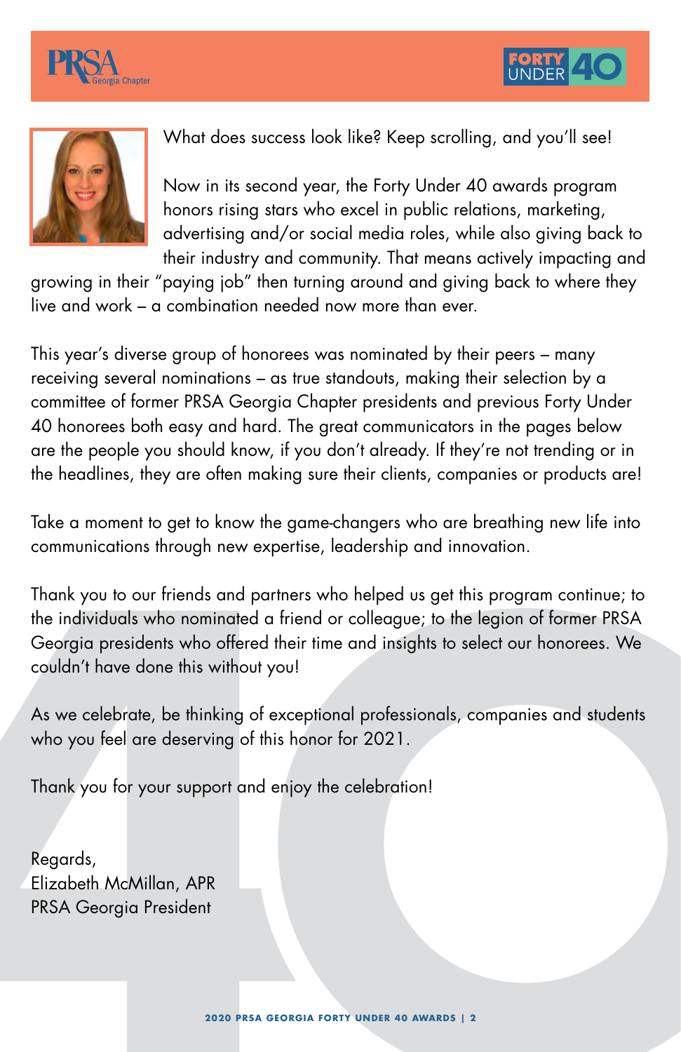What does success look like? Keep scrolling, and you'll see!

Now in its second year, the Forty Under 40 awards program honors rising stars who excel in public relations, marketing, advertising and/or social media roles, while also giving back to their industry and community. That means actively impacting and growing in their "paying job" then turning around and giving back to where they live and work – a combination needed now more than ever.

This year's diverse group of honorees was nominated by their peers – many receiving several nominations – as true standouts, making their selection by a committee of former PRSA Georgia Chapter presidents and previous Forty Under 40 honorees both easy and hard. The great communicators in the pages below are the people you should know, if you don't already. If they're not trending or in the headlines, they are often making sure their clients, companies or products are!

Take a moment to get to know the game-changers who are breathing new life into communications through new expertise, leadership and innovation.

Thank you to our friends and partners who helped us get this program continue; to the individuals who nominated a friend or colleague; to the legion of former PRSA Georgia presidents who offered their time and insights to select our honorees. We couldn't have done this without you!

As we celebrate, be thinking of exceptional professionals, companies and students who you feel are deserving of this honor for 2021.

Thank you for your support and enjoy the celebration!

Regards,
Elizabeth McMillan, APR
PRSA Georgia President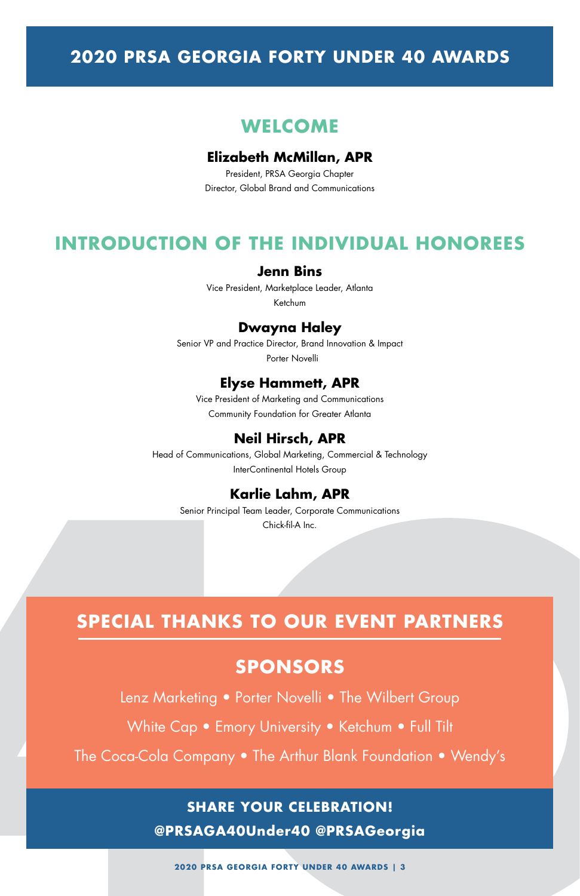# 2020 PRSA GEORGIA FORTY UNDER 40 AWARDS

## WELCOME

**Elizabeth McMillan, APR**

President, PRSA Georgia Chapter
Director, Global Brand and Communications

## INTRODUCTION OF THE INDIVIDUAL HONOREES

**Jenn Bins**

Vice President, Marketplace Leader, Atlanta
Ketchum

**Dwayna Haley**

Senior VP and Practice Director, Brand Innovation & Impact
Porter Novelli

**Elyse Hammett, APR**

Vice President of Marketing and Communications
Community Foundation for Greater Atlanta

**Neil Hirsch, APR**

Head of Communications, Global Marketing, Commercial & Technology
InterContinental Hotels Group

**Karlie Lahm, APR**

Senior Principal Team Leader, Corporate Communications
Chick-fil-A Inc.

## SPECIAL THANKS TO OUR EVENT PARTNERS

### SPONSORS

Lenz Marketing • Porter Novelli • The Wilbert Group

White Cap • Emory University • Ketchum • Full Tilt

The Coca-Cola Company • The Arthur Blank Foundation • Wendy's

**SHARE YOUR CELEBRATION!**

**@PRSAGA40Under40 @PRSAGeorgia**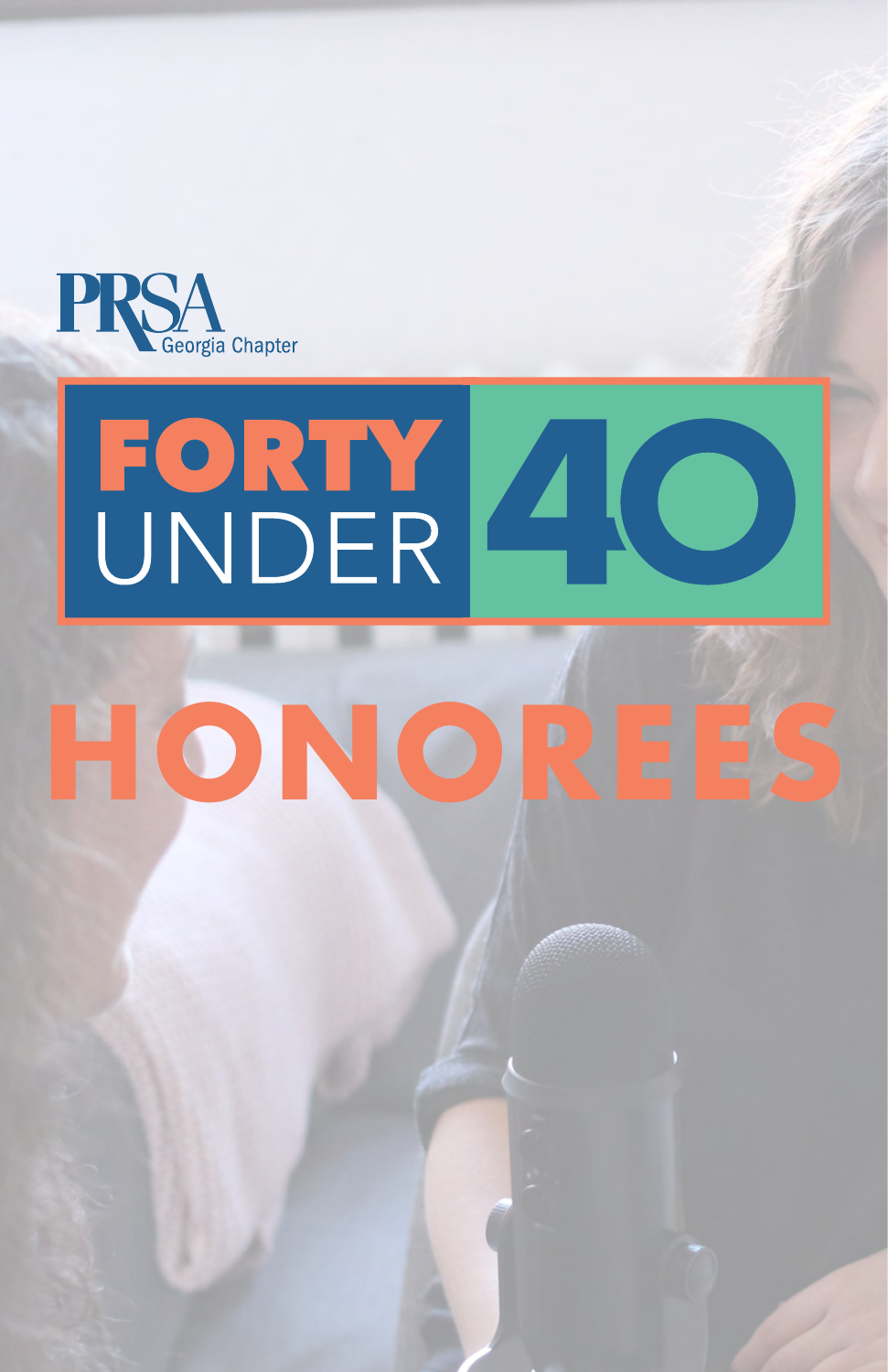PRSA Georgia Chapter

# FORTY UNDER 40

# HONOREES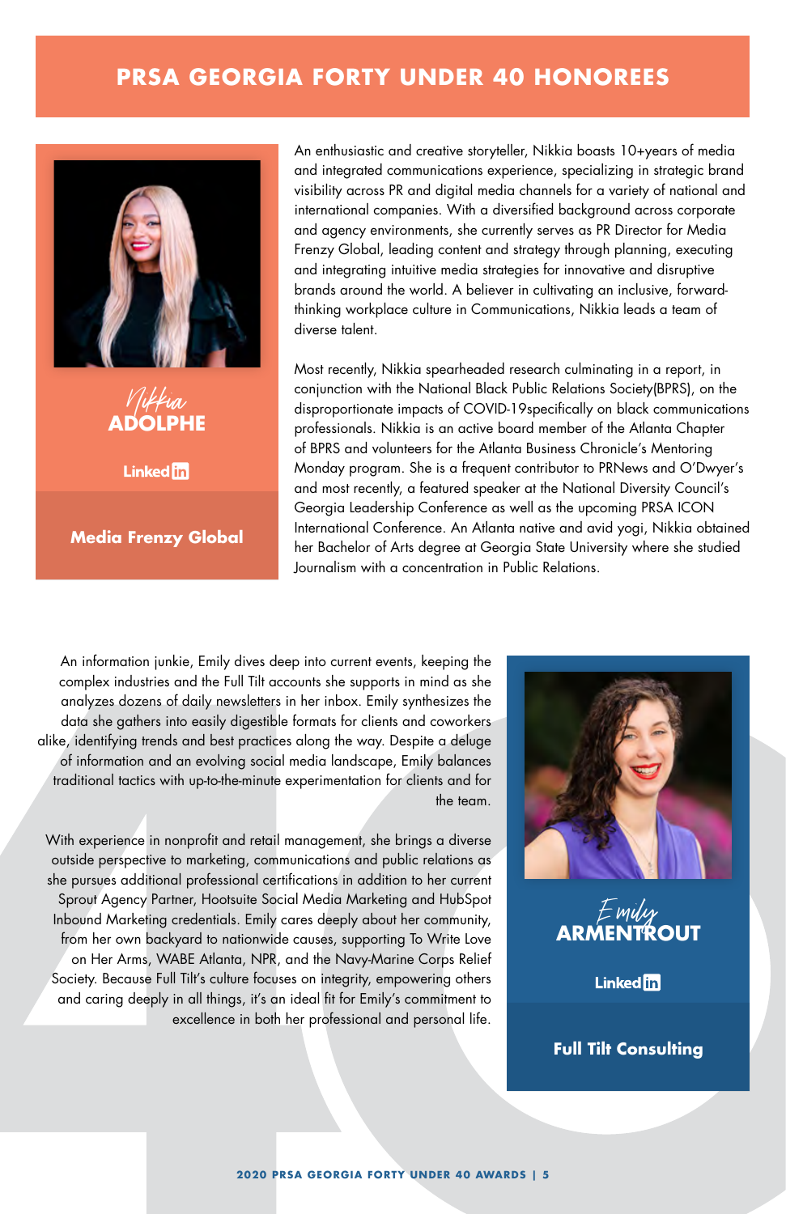# PRSA GEORGIA FORTY UNDER 40 HONOREES

## Nikkia ADOLPHE

LinkedIn

**Media Frenzy Global**

An enthusiastic and creative storyteller, Nikkia boasts 10+years of media and integrated communications experience, specializing in strategic brand visibility across PR and digital media channels for a variety of national and international companies. With a diversified background across corporate and agency environments, she currently serves as PR Director for Media Frenzy Global, leading content and strategy through planning, executing and integrating intuitive media strategies for innovative and disruptive brands around the world. A believer in cultivating an inclusive, forward-thinking workplace culture in Communications, Nikkia leads a team of diverse talent.

Most recently, Nikkia spearheaded research culminating in a report, in conjunction with the National Black Public Relations Society(BPRS), on the disproportionate impacts of COVID-19specifically on black communications professionals. Nikkia is an active board member of the Atlanta Chapter of BPRS and volunteers for the Atlanta Business Chronicle's Mentoring Monday program. She is a frequent contributor to PRNews and O'Dwyer's and most recently, a featured speaker at the National Diversity Council's Georgia Leadership Conference as well as the upcoming PRSA ICON International Conference. An Atlanta native and avid yogi, Nikkia obtained her Bachelor of Arts degree at Georgia State University where she studied Journalism with a concentration in Public Relations.

## Emily ARMENTROUT

LinkedIn

**Full Tilt Consulting**

An information junkie, Emily dives deep into current events, keeping the complex industries and the Full Tilt accounts she supports in mind as she analyzes dozens of daily newsletters in her inbox. Emily synthesizes the data she gathers into easily digestible formats for clients and coworkers alike, identifying trends and best practices along the way. Despite a deluge of information and an evolving social media landscape, Emily balances traditional tactics with up-to-the-minute experimentation for clients and for the team.

With experience in nonprofit and retail management, she brings a diverse outside perspective to marketing, communications and public relations as she pursues additional professional certifications in addition to her current Sprout Agency Partner, Hootsuite Social Media Marketing and HubSpot Inbound Marketing credentials. Emily cares deeply about her community, from her own backyard to nationwide causes, supporting To Write Love on Her Arms, WABE Atlanta, NPR, and the Navy-Marine Corps Relief Society. Because Full Tilt's culture focuses on integrity, empowering others and caring deeply in all things, it's an ideal fit for Emily's commitment to excellence in both her professional and personal life.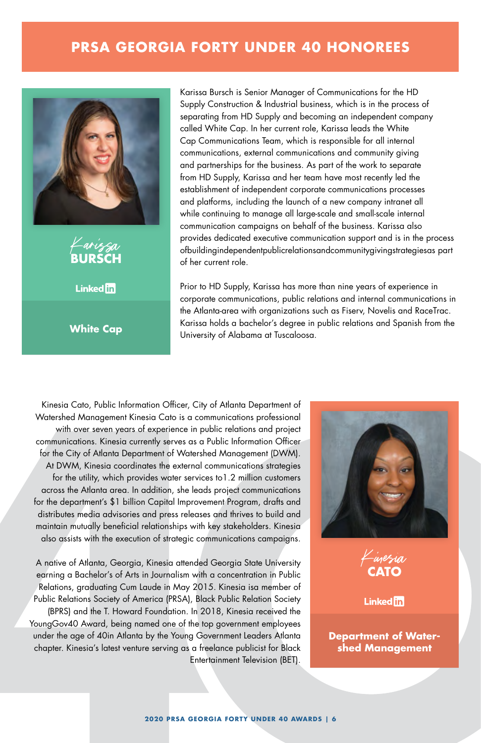# PRSA GEORGIA FORTY UNDER 40 HONOREES

## Karissa BURSCH

LinkedIn

**White Cap**

Karissa Bursch is Senior Manager of Communications for the HD Supply Construction & Industrial business, which is in the process of separating from HD Supply and becoming an independent company called White Cap. In her current role, Karissa leads the White Cap Communications Team, which is responsible for all internal communications, external communications and community giving and partnerships for the business. As part of the work to separate from HD Supply, Karissa and her team have most recently led the establishment of independent corporate communications processes and platforms, including the launch of a new company intranet all while continuing to manage all large-scale and small-scale internal communication campaigns on behalf of the business. Karissa also provides dedicated executive communication support and is in the process ofbuildingindependentpublicrelationsandcommunitygivingstrategiesas part of her current role.

Prior to HD Supply, Karissa has more than nine years of experience in corporate communications, public relations and internal communications in the Atlanta-area with organizations such as Fiserv, Novelis and RaceTrac. Karissa holds a bachelor's degree in public relations and Spanish from the University of Alabama at Tuscaloosa.

## Kinesia CATO

LinkedIn

**Department of Watershed Management**

Kinesia Cato, Public Information Officer, City of Atlanta Department of Watershed Management Kinesia Cato is a communications professional with over seven years of experience in public relations and project communications. Kinesia currently serves as a Public Information Officer for the City of Atlanta Department of Watershed Management (DWM). At DWM, Kinesia coordinates the external communications strategies for the utility, which provides water services to1.2 million customers across the Atlanta area. In addition, she leads project communications for the department's $1 billion Capital Improvement Program, drafts and distributes media advisories and press releases and thrives to build and maintain mutually beneficial relationships with key stakeholders. Kinesia also assists with the execution of strategic communications campaigns.

A native of Atlanta, Georgia, Kinesia attended Georgia State University earning a Bachelor's of Arts in Journalism with a concentration in Public Relations, graduating Cum Laude in May 2015. Kinesia isa member of Public Relations Society of America (PRSA), Black Public Relation Society (BPRS) and the T. Howard Foundation. In 2018, Kinesia received the YoungGov40 Award, being named one of the top government employees under the age of 40in Atlanta by the Young Government Leaders Atlanta chapter. Kinesia's latest venture serving as a freelance publicist for Black Entertainment Television (BET).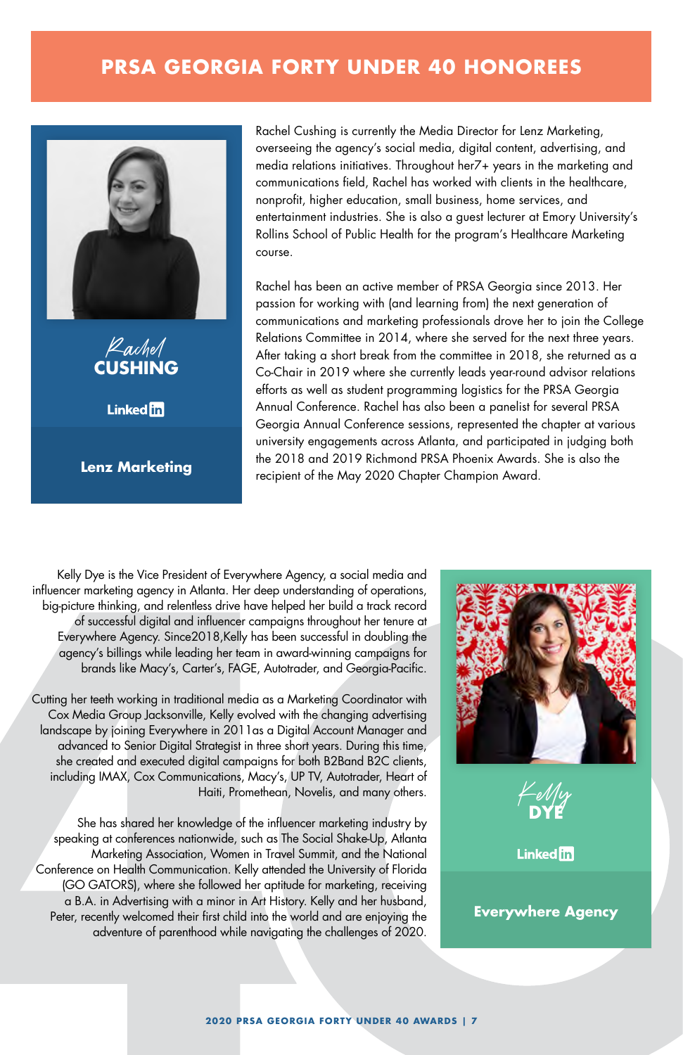# PRSA GEORGIA FORTY UNDER 40 HONOREES

## Rachel CUSHING

LinkedIn

**Lenz Marketing**

Rachel Cushing is currently the Media Director for Lenz Marketing, overseeing the agency's social media, digital content, advertising, and media relations initiatives. Throughout her7+ years in the marketing and communications field, Rachel has worked with clients in the healthcare, nonprofit, higher education, small business, home services, and entertainment industries. She is also a guest lecturer at Emory University's Rollins School of Public Health for the program's Healthcare Marketing course.

Rachel has been an active member of PRSA Georgia since 2013. Her passion for working with (and learning from) the next generation of communications and marketing professionals drove her to join the College Relations Committee in 2014, where she served for the next three years. After taking a short break from the committee in 2018, she returned as a Co-Chair in 2019 where she currently leads year-round advisor relations efforts as well as student programming logistics for the PRSA Georgia Annual Conference. Rachel has also been a panelist for several PRSA Georgia Annual Conference sessions, represented the chapter at various university engagements across Atlanta, and participated in judging both the 2018 and 2019 Richmond PRSA Phoenix Awards. She is also the recipient of the May 2020 Chapter Champion Award.

## Kelly DYE

LinkedIn

**Everywhere Agency**

Kelly Dye is the Vice President of Everywhere Agency, a social media and influencer marketing agency in Atlanta. Her deep understanding of operations, big-picture thinking, and relentless drive have helped her build a track record of successful digital and influencer campaigns throughout her tenure at Everywhere Agency. Since2018,Kelly has been successful in doubling the agency's billings while leading her team in award-winning campaigns for brands like Macy's, Carter's, FAGE, Autotrader, and Georgia-Pacific.

Cutting her teeth working in traditional media as a Marketing Coordinator with Cox Media Group Jacksonville, Kelly evolved with the changing advertising landscape by joining Everywhere in 2011as a Digital Account Manager and advanced to Senior Digital Strategist in three short years. During this time, she created and executed digital campaigns for both B2Band B2C clients, including IMAX, Cox Communications, Macy's, UP TV, Autotrader, Heart of Haiti, Promethean, Novelis, and many others.

She has shared her knowledge of the influencer marketing industry by speaking at conferences nationwide, such as The Social Shake-Up, Atlanta Marketing Association, Women in Travel Summit, and the National Conference on Health Communication. Kelly attended the University of Florida (GO GATORS), where she followed her aptitude for marketing, receiving a B.A. in Advertising with a minor in Art History. Kelly and her husband, Peter, recently welcomed their first child into the world and are enjoying the adventure of parenthood while navigating the challenges of 2020.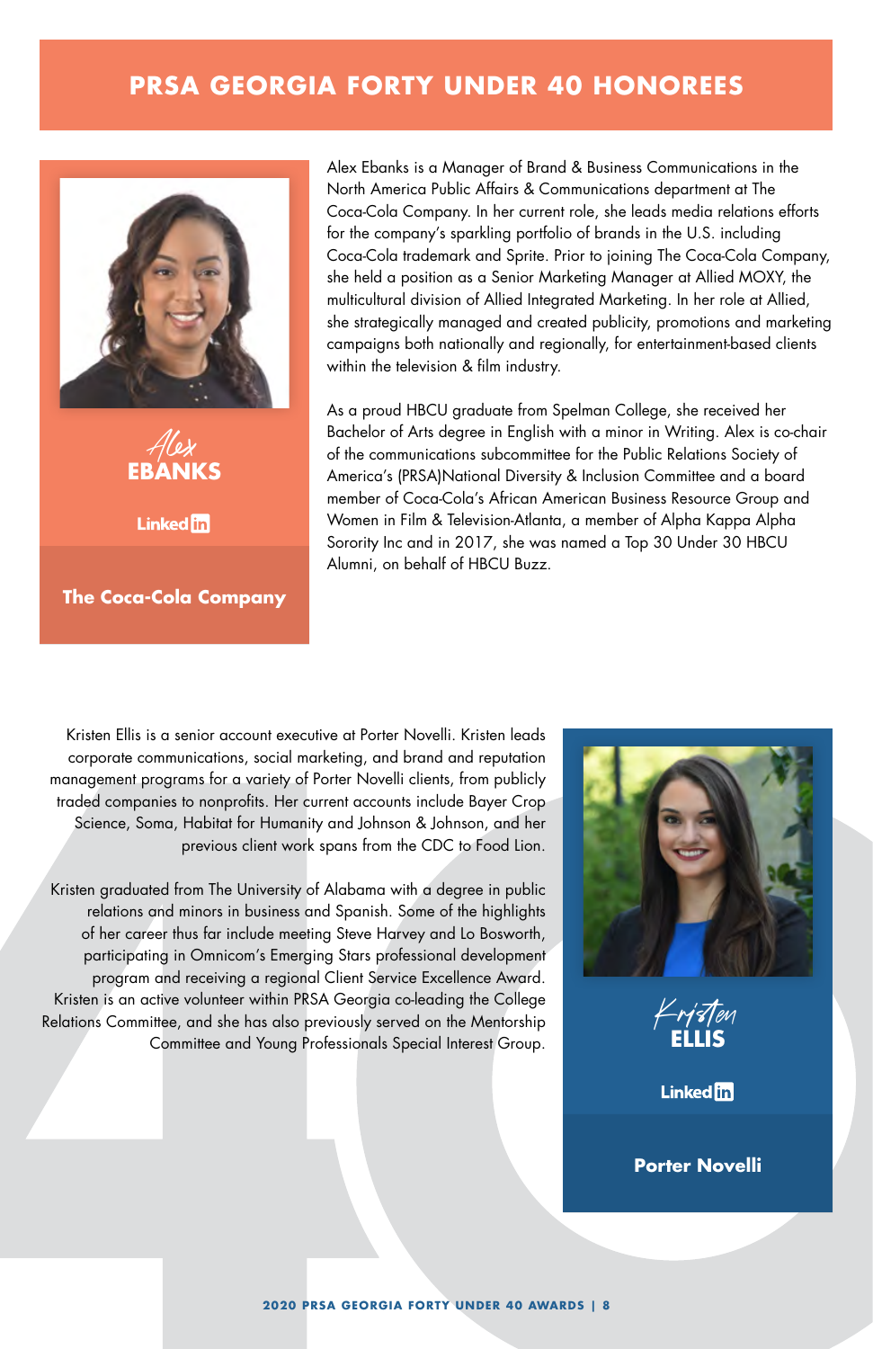# PRSA GEORGIA FORTY UNDER 40 HONOREES

## Alex EBANKS

Linked in

**The Coca-Cola Company**

Alex Ebanks is a Manager of Brand & Business Communications in the North America Public Affairs & Communications department at The Coca-Cola Company. In her current role, she leads media relations efforts for the company's sparkling portfolio of brands in the U.S. including Coca-Cola trademark and Sprite. Prior to joining The Coca-Cola Company, she held a position as a Senior Marketing Manager at Allied MOXY, the multicultural division of Allied Integrated Marketing. In her role at Allied, she strategically managed and created publicity, promotions and marketing campaigns both nationally and regionally, for entertainment-based clients within the television & film industry.

As a proud HBCU graduate from Spelman College, she received her Bachelor of Arts degree in English with a minor in Writing. Alex is co-chair of the communications subcommittee for the Public Relations Society of America's (PRSA)National Diversity & Inclusion Committee and a board member of Coca-Cola's African American Business Resource Group and Women in Film & Television-Atlanta, a member of Alpha Kappa Alpha Sorority Inc and in 2017, she was named a Top 30 Under 30 HBCU Alumni, on behalf of HBCU Buzz.

## Kristen ELLIS

Linked in

**Porter Novelli**

Kristen Ellis is a senior account executive at Porter Novelli. Kristen leads corporate communications, social marketing, and brand and reputation management programs for a variety of Porter Novelli clients, from publicly traded companies to nonprofits. Her current accounts include Bayer Crop Science, Soma, Habitat for Humanity and Johnson & Johnson, and her previous client work spans from the CDC to Food Lion.

Kristen graduated from The University of Alabama with a degree in public relations and minors in business and Spanish. Some of the highlights of her career thus far include meeting Steve Harvey and Lo Bosworth, participating in Omnicom's Emerging Stars professional development program and receiving a regional Client Service Excellence Award. Kristen is an active volunteer within PRSA Georgia co-leading the College Relations Committee, and she has also previously served on the Mentorship Committee and Young Professionals Special Interest Group.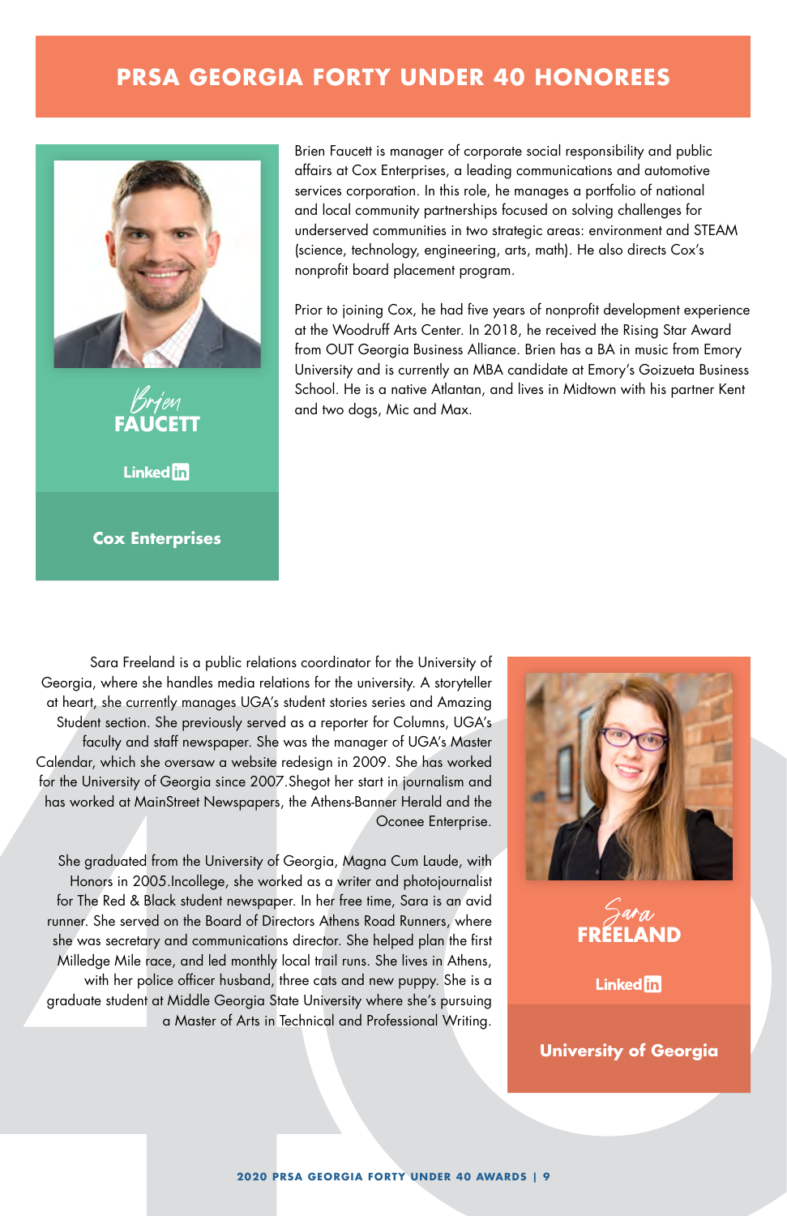# PRSA GEORGIA FORTY UNDER 40 HONOREES

## Brien FAUCETT

LinkedIn

**Cox Enterprises**

Brien Faucett is manager of corporate social responsibility and public affairs at Cox Enterprises, a leading communications and automotive services corporation. In this role, he manages a portfolio of national and local community partnerships focused on solving challenges for underserved communities in two strategic areas: environment and STEAM (science, technology, engineering, arts, math). He also directs Cox's nonprofit board placement program.

Prior to joining Cox, he had five years of nonprofit development experience at the Woodruff Arts Center. In 2018, he received the Rising Star Award from OUT Georgia Business Alliance. Brien has a BA in music from Emory University and is currently an MBA candidate at Emory's Goizueta Business School. He is a native Atlantan, and lives in Midtown with his partner Kent and two dogs, Mic and Max.

## Sara FREELAND

LinkedIn

**University of Georgia**

Sara Freeland is a public relations coordinator for the University of Georgia, where she handles media relations for the university. A storyteller at heart, she currently manages UGA's student stories series and Amazing Student section. She previously served as a reporter for Columns, UGA's faculty and staff newspaper. She was the manager of UGA's Master Calendar, which she oversaw a website redesign in 2009. She has worked for the University of Georgia since 2007.Shegot her start in journalism and has worked at MainStreet Newspapers, the Athens-Banner Herald and the Oconee Enterprise.

She graduated from the University of Georgia, Magna Cum Laude, with Honors in 2005.Incollege, she worked as a writer and photojournalist for The Red & Black student newspaper. In her free time, Sara is an avid runner. She served on the Board of Directors Athens Road Runners, where she was secretary and communications director. She helped plan the first Milledge Mile race, and led monthly local trail runs. She lives in Athens, with her police officer husband, three cats and new puppy. She is a graduate student at Middle Georgia State University where she's pursuing a Master of Arts in Technical and Professional Writing.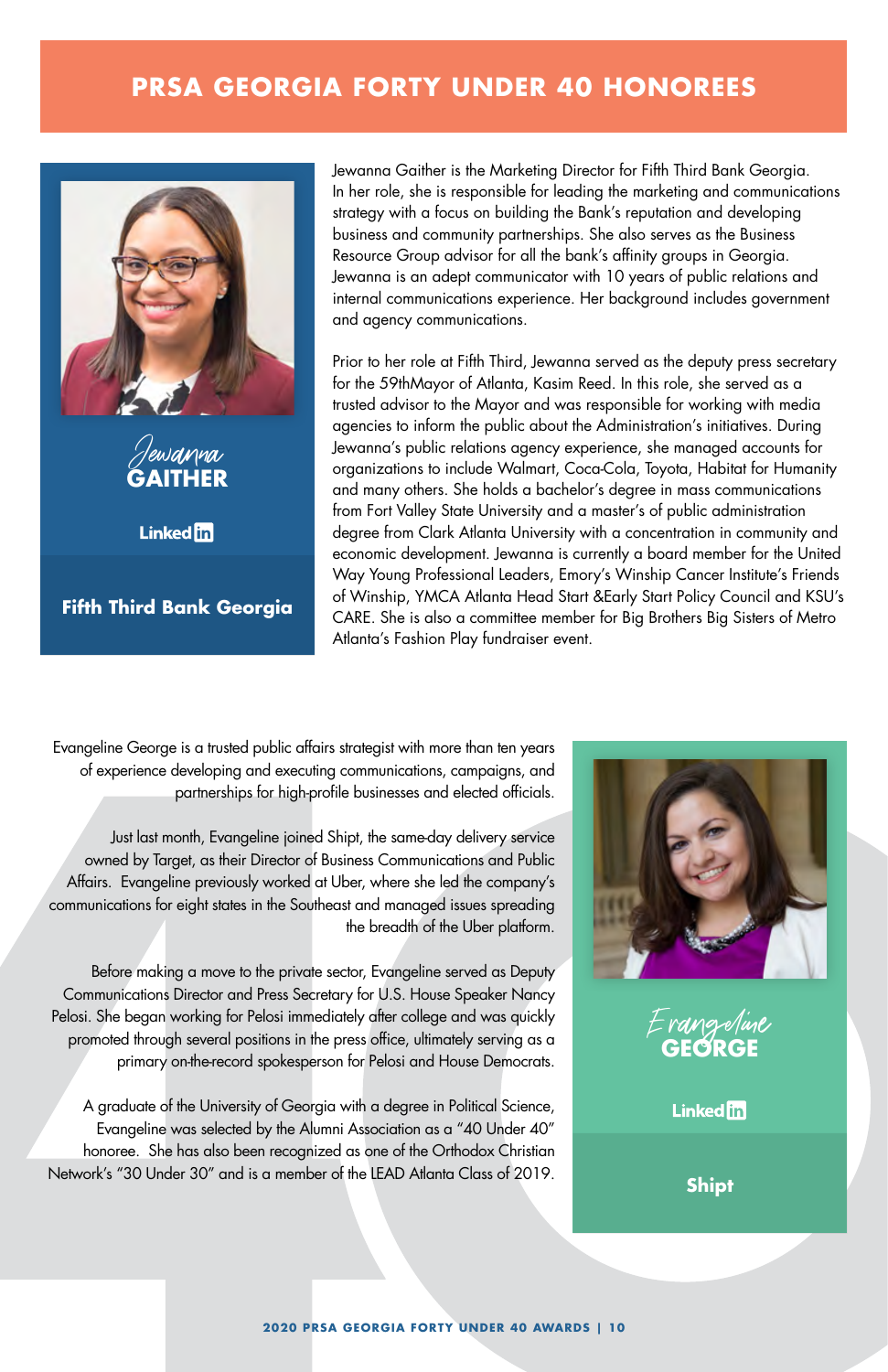# PRSA GEORGIA FORTY UNDER 40 HONOREES

## Jewanna GAITHER

LinkedIn

**Fifth Third Bank Georgia**

Jewanna Gaither is the Marketing Director for Fifth Third Bank Georgia. In her role, she is responsible for leading the marketing and communications strategy with a focus on building the Bank's reputation and developing business and community partnerships. She also serves as the Business Resource Group advisor for all the bank's affinity groups in Georgia. Jewanna is an adept communicator with 10 years of public relations and internal communications experience. Her background includes government and agency communications.

Prior to her role at Fifth Third, Jewanna served as the deputy press secretary for the 59thMayor of Atlanta, Kasim Reed. In this role, she served as a trusted advisor to the Mayor and was responsible for working with media agencies to inform the public about the Administration's initiatives. During Jewanna's public relations agency experience, she managed accounts for organizations to include Walmart, Coca-Cola, Toyota, Habitat for Humanity and many others. She holds a bachelor's degree in mass communications from Fort Valley State University and a master's of public administration degree from Clark Atlanta University with a concentration in community and economic development. Jewanna is currently a board member for the United Way Young Professional Leaders, Emory's Winship Cancer Institute's Friends of Winship, YMCA Atlanta Head Start &Early Start Policy Council and KSU's CARE. She is also a committee member for Big Brothers Big Sisters of Metro Atlanta's Fashion Play fundraiser event.

## Evangeline GEORGE

LinkedIn

**Shipt**

Evangeline George is a trusted public affairs strategist with more than ten years of experience developing and executing communications, campaigns, and partnerships for high-profile businesses and elected officials.

Just last month, Evangeline joined Shipt, the same-day delivery service owned by Target, as their Director of Business Communications and Public Affairs. Evangeline previously worked at Uber, where she led the company's communications for eight states in the Southeast and managed issues spreading the breadth of the Uber platform.

Before making a move to the private sector, Evangeline served as Deputy Communications Director and Press Secretary for U.S. House Speaker Nancy Pelosi. She began working for Pelosi immediately after college and was quickly promoted through several positions in the press office, ultimately serving as a primary on-the-record spokesperson for Pelosi and House Democrats.

A graduate of the University of Georgia with a degree in Political Science, Evangeline was selected by the Alumni Association as a "40 Under 40" honoree. She has also been recognized as one of the Orthodox Christian Network's "30 Under 30" and is a member of the LEAD Atlanta Class of 2019.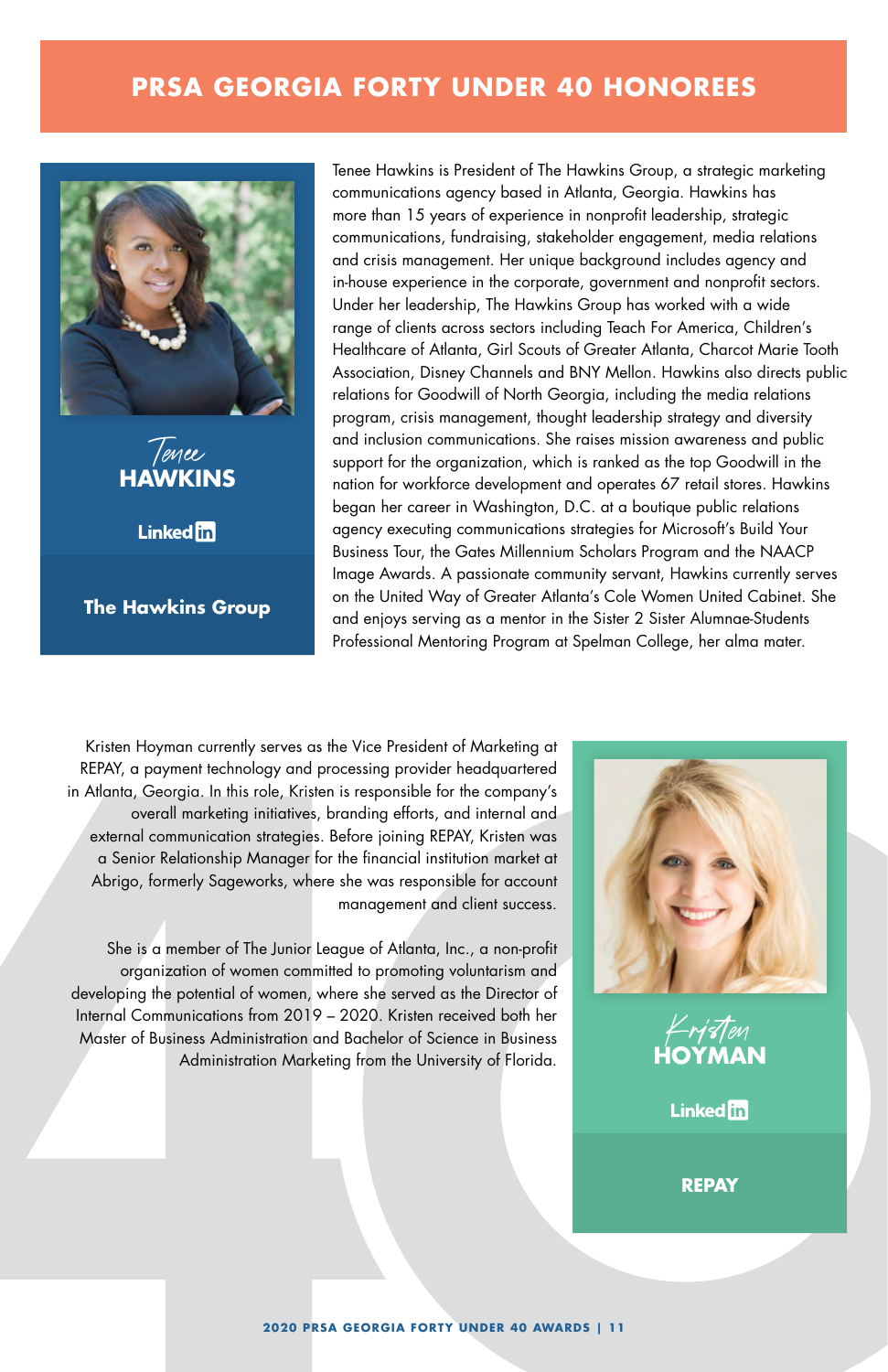# PRSA GEORGIA FORTY UNDER 40 HONOREES

## Tenee HAWKINS

LinkedIn

**The Hawkins Group**

Tenee Hawkins is President of The Hawkins Group, a strategic marketing communications agency based in Atlanta, Georgia. Hawkins has more than 15 years of experience in nonprofit leadership, strategic communications, fundraising, stakeholder engagement, media relations and crisis management. Her unique background includes agency and in-house experience in the corporate, government and nonprofit sectors. Under her leadership, The Hawkins Group has worked with a wide range of clients across sectors including Teach For America, Children's Healthcare of Atlanta, Girl Scouts of Greater Atlanta, Charcot Marie Tooth Association, Disney Channels and BNY Mellon. Hawkins also directs public relations for Goodwill of North Georgia, including the media relations program, crisis management, thought leadership strategy and diversity and inclusion communications. She raises mission awareness and public support for the organization, which is ranked as the top Goodwill in the nation for workforce development and operates 67 retail stores. Hawkins began her career in Washington, D.C. at a boutique public relations agency executing communications strategies for Microsoft's Build Your Business Tour, the Gates Millennium Scholars Program and the NAACP Image Awards. A passionate community servant, Hawkins currently serves on the United Way of Greater Atlanta's Cole Women United Cabinet. She and enjoys serving as a mentor in the Sister 2 Sister Alumnae-Students Professional Mentoring Program at Spelman College, her alma mater.

## Kristen HOYMAN

LinkedIn

**REPAY**

Kristen Hoyman currently serves as the Vice President of Marketing at REPAY, a payment technology and processing provider headquartered in Atlanta, Georgia. In this role, Kristen is responsible for the company's overall marketing initiatives, branding efforts, and internal and external communication strategies. Before joining REPAY, Kristen was a Senior Relationship Manager for the financial institution market at Abrigo, formerly Sageworks, where she was responsible for account management and client success.

She is a member of The Junior League of Atlanta, Inc., a non-profit organization of women committed to promoting voluntarism and developing the potential of women, where she served as the Director of Internal Communications from 2019 – 2020. Kristen received both her Master of Business Administration and Bachelor of Science in Business Administration Marketing from the University of Florida.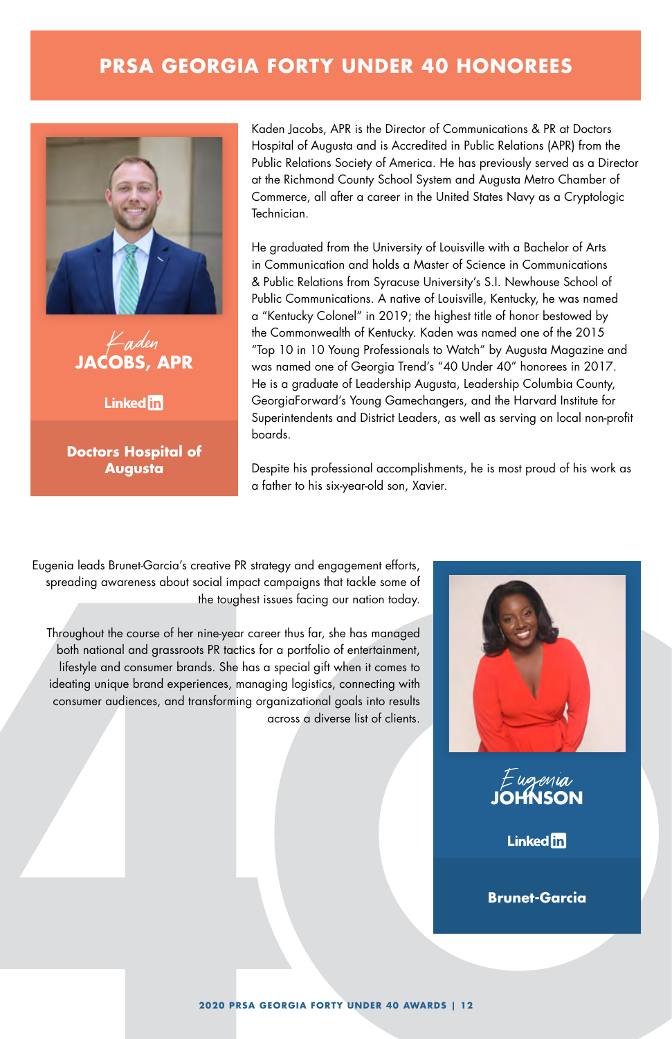# PRSA GEORGIA FORTY UNDER 40 HONOREES

## Kaden JACOBS, APR

LinkedIn

**Doctors Hospital of Augusta**

Kaden Jacobs, APR is the Director of Communications & PR at Doctors Hospital of Augusta and is Accredited in Public Relations (APR) from the Public Relations Society of America. He has previously served as a Director at the Richmond County School System and Augusta Metro Chamber of Commerce, all after a career in the United States Navy as a Cryptologic Technician.

He graduated from the University of Louisville with a Bachelor of Arts in Communication and holds a Master of Science in Communications & Public Relations from Syracuse University's S.I. Newhouse School of Public Communications. A native of Louisville, Kentucky, he was named a "Kentucky Colonel" in 2019; the highest title of honor bestowed by the Commonwealth of Kentucky. Kaden was named one of the 2015 "Top 10 in 10 Young Professionals to Watch" by Augusta Magazine and was named one of Georgia Trend's "40 Under 40" honorees in 2017. He is a graduate of Leadership Augusta, Leadership Columbia County, GeorgiaForward's Young Gamechangers, and the Harvard Institute for Superintendents and District Leaders, as well as serving on local non-profit boards.

Despite his professional accomplishments, he is most proud of his work as a father to his six-year-old son, Xavier.

## Eugenia JOHNSON

LinkedIn

**Brunet-Garcia**

Eugenia leads Brunet-Garcia's creative PR strategy and engagement efforts, spreading awareness about social impact campaigns that tackle some of the toughest issues facing our nation today.

Throughout the course of her nine-year career thus far, she has managed both national and grassroots PR tactics for a portfolio of entertainment, lifestyle and consumer brands. She has a special gift when it comes to ideating unique brand experiences, managing logistics, connecting with consumer audiences, and transforming organizational goals into results across a diverse list of clients.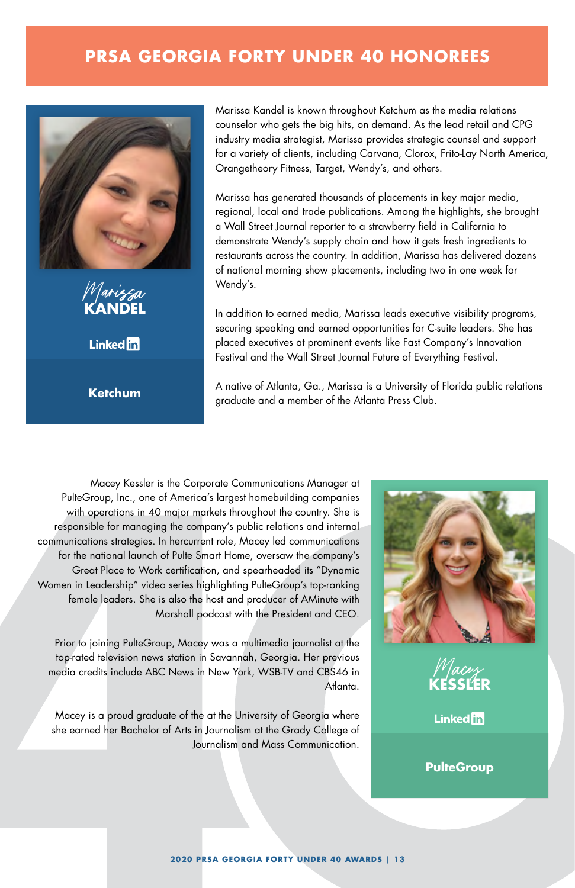# PRSA GEORGIA FORTY UNDER 40 HONOREES

## Marissa KANDEL

LinkedIn

**Ketchum**

Marissa Kandel is known throughout Ketchum as the media relations counselor who gets the big hits, on demand. As the lead retail and CPG industry media strategist, Marissa provides strategic counsel and support for a variety of clients, including Carvana, Clorox, Frito-Lay North America, Orangetheory Fitness, Target, Wendy's, and others.

Marissa has generated thousands of placements in key major media, regional, local and trade publications. Among the highlights, she brought a Wall Street Journal reporter to a strawberry field in California to demonstrate Wendy's supply chain and how it gets fresh ingredients to restaurants across the country. In addition, Marissa has delivered dozens of national morning show placements, including two in one week for Wendy's.

In addition to earned media, Marissa leads executive visibility programs, securing speaking and earned opportunities for C-suite leaders. She has placed executives at prominent events like Fast Company's Innovation Festival and the Wall Street Journal Future of Everything Festival.

A native of Atlanta, Ga., Marissa is a University of Florida public relations graduate and a member of the Atlanta Press Club.

## Macey KESSLER

LinkedIn

**PulteGroup**

Macey Kessler is the Corporate Communications Manager at PulteGroup, Inc., one of America's largest homebuilding companies with operations in 40 major markets throughout the country. She is responsible for managing the company's public relations and internal communications strategies. In hercurrent role, Macey led communications for the national launch of Pulte Smart Home, oversaw the company's Great Place to Work certification, and spearheaded its "Dynamic Women in Leadership" video series highlighting PulteGroup's top-ranking female leaders. She is also the host and producer of AMinute with Marshall podcast with the President and CEO.

Prior to joining PulteGroup, Macey was a multimedia journalist at the top-rated television news station in Savannah, Georgia. Her previous media credits include ABC News in New York, WSB-TV and CBS46 in Atlanta.

Macey is a proud graduate of the at the University of Georgia where she earned her Bachelor of Arts in Journalism at the Grady College of Journalism and Mass Communication.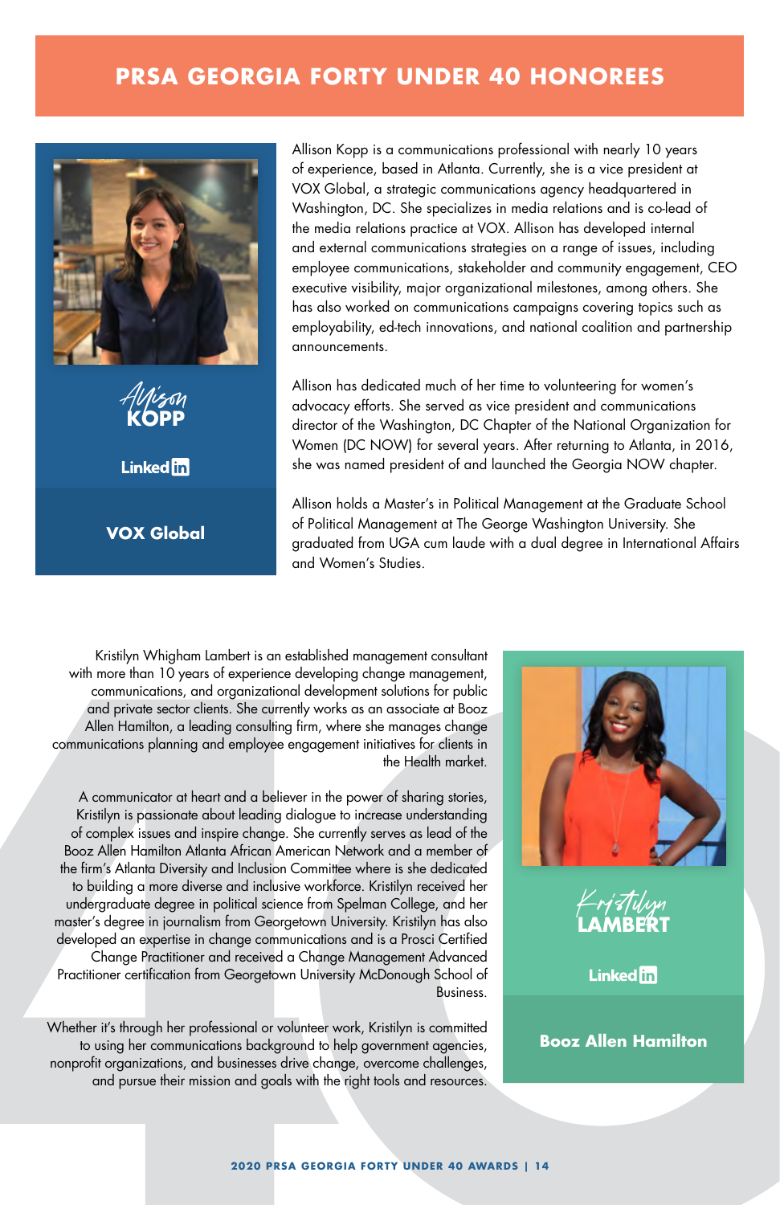# PRSA GEORGIA FORTY UNDER 40 HONOREES

Allison KOPP

LinkedIn

**VOX Global**

Allison Kopp is a communications professional with nearly 10 years of experience, based in Atlanta. Currently, she is a vice president at VOX Global, a strategic communications agency headquartered in Washington, DC. She specializes in media relations and is co-lead of the media relations practice at VOX. Allison has developed internal and external communications strategies on a range of issues, including employee communications, stakeholder and community engagement, CEO executive visibility, major organizational milestones, among others. She has also worked on communications campaigns covering topics such as employability, ed-tech innovations, and national coalition and partnership announcements.

Allison has dedicated much of her time to volunteering for women's advocacy efforts. She served as vice president and communications director of the Washington, DC Chapter of the National Organization for Women (DC NOW) for several years. After returning to Atlanta, in 2016, she was named president of and launched the Georgia NOW chapter.

Allison holds a Master's in Political Management at the Graduate School of Political Management at The George Washington University. She graduated from UGA cum laude with a dual degree in International Affairs and Women's Studies.

Kristilyn LAMBERT

LinkedIn

**Booz Allen Hamilton**

Kristilyn Whigham Lambert is an established management consultant with more than 10 years of experience developing change management, communications, and organizational development solutions for public and private sector clients. She currently works as an associate at Booz Allen Hamilton, a leading consulting firm, where she manages change communications planning and employee engagement initiatives for clients in the Health market.

A communicator at heart and a believer in the power of sharing stories, Kristilyn is passionate about leading dialogue to increase understanding of complex issues and inspire change. She currently serves as lead of the Booz Allen Hamilton Atlanta African American Network and a member of the firm's Atlanta Diversity and Inclusion Committee where is she dedicated to building a more diverse and inclusive workforce. Kristilyn received her undergraduate degree in political science from Spelman College, and her master's degree in journalism from Georgetown University. Kristilyn has also developed an expertise in change communications and is a Prosci Certified Change Practitioner and received a Change Management Advanced Practitioner certification from Georgetown University McDonough School of Business.

Whether it's through her professional or volunteer work, Kristilyn is committed to using her communications background to help government agencies, nonprofit organizations, and businesses drive change, overcome challenges, and pursue their mission and goals with the right tools and resources.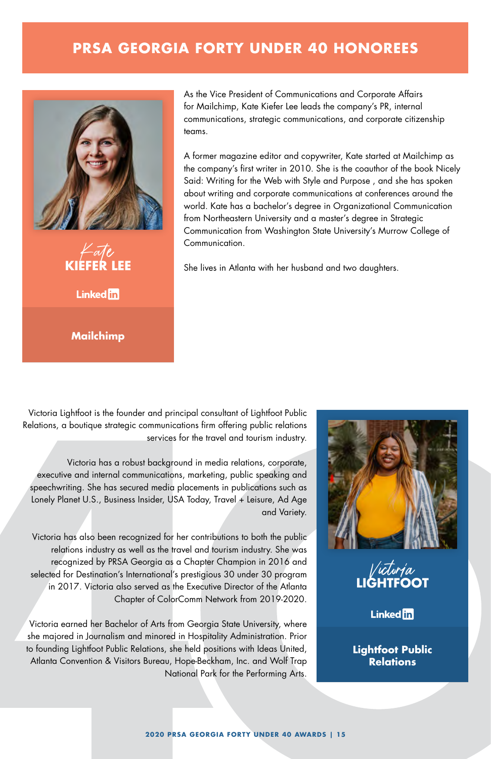# PRSA GEORGIA FORTY UNDER 40 HONOREES

## Kate KIEFER LEE

LinkedIn

**Mailchimp**

As the Vice President of Communications and Corporate Affairs for Mailchimp, Kate Kiefer Lee leads the company's PR, internal communications, strategic communications, and corporate citizenship teams.

A former magazine editor and copywriter, Kate started at Mailchimp as the company's first writer in 2010. She is the coauthor of the book Nicely Said: Writing for the Web with Style and Purpose , and she has spoken about writing and corporate communications at conferences around the world. Kate has a bachelor's degree in Organizational Communication from Northeastern University and a master's degree in Strategic Communication from Washington State University's Murrow College of Communication.

She lives in Atlanta with her husband and two daughters.

## Victoria LIGHTFOOT

LinkedIn

**Lightfoot Public Relations**

Victoria Lightfoot is the founder and principal consultant of Lightfoot Public Relations, a boutique strategic communications firm offering public relations services for the travel and tourism industry.

Victoria has a robust background in media relations, corporate, executive and internal communications, marketing, public speaking and speechwriting. She has secured media placements in publications such as Lonely Planet U.S., Business Insider, USA Today, Travel + Leisure, Ad Age and Variety.

Victoria has also been recognized for her contributions to both the public relations industry as well as the travel and tourism industry. She was recognized by PRSA Georgia as a Chapter Champion in 2016 and selected for Destination's International's prestigious 30 under 30 program in 2017. Victoria also served as the Executive Director of the Atlanta Chapter of ColorComm Network from 2019-2020.

Victoria earned her Bachelor of Arts from Georgia State University, where she majored in Journalism and minored in Hospitality Administration. Prior to founding Lightfoot Public Relations, she held positions with Ideas United, Atlanta Convention & Visitors Bureau, Hope-Beckham, Inc. and Wolf Trap National Park for the Performing Arts.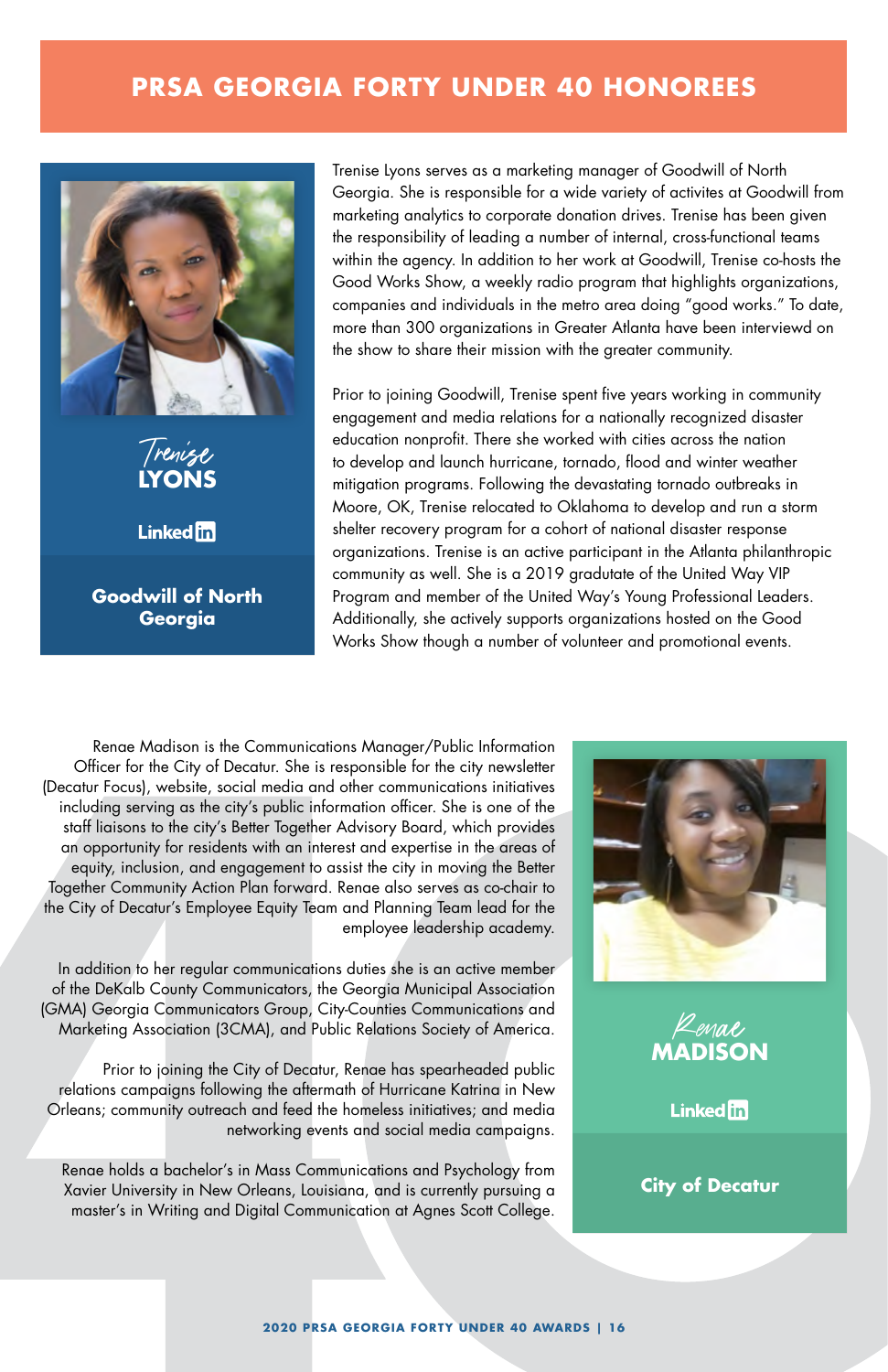# PRSA GEORGIA FORTY UNDER 40 HONOREES

## Trenise LYONS

LinkedIn

**Goodwill of North Georgia**

Trenise Lyons serves as a marketing manager of Goodwill of North Georgia. She is responsible for a wide variety of activites at Goodwill from marketing analytics to corporate donation drives. Trenise has been given the responsibility of leading a number of internal, cross-functional teams within the agency. In addition to her work at Goodwill, Trenise co-hosts the Good Works Show, a weekly radio program that highlights organizations, companies and individuals in the metro area doing "good works." To date, more than 300 organizations in Greater Atlanta have been interviewd on the show to share their mission with the greater community.

Prior to joining Goodwill, Trenise spent five years working in community engagement and media relations for a nationally recognized disaster education nonprofit. There she worked with cities across the nation to develop and launch hurricane, tornado, flood and winter weather mitigation programs. Following the devastating tornado outbreaks in Moore, OK, Trenise relocated to Oklahoma to develop and run a storm shelter recovery program for a cohort of national disaster response organizations. Trenise is an active participant in the Atlanta philanthropic community as well. She is a 2019 gradutate of the United Way VIP Program and member of the United Way's Young Professional Leaders. Additionally, she actively supports organizations hosted on the Good Works Show though a number of volunteer and promotional events.

## Renae MADISON

LinkedIn

**City of Decatur**

Renae Madison is the Communications Manager/Public Information Officer for the City of Decatur. She is responsible for the city newsletter (Decatur Focus), website, social media and other communications initiatives including serving as the city's public information officer. She is one of the staff liaisons to the city's Better Together Advisory Board, which provides an opportunity for residents with an interest and expertise in the areas of equity, inclusion, and engagement to assist the city in moving the Better Together Community Action Plan forward. Renae also serves as co-chair to the City of Decatur's Employee Equity Team and Planning Team lead for the employee leadership academy.

In addition to her regular communications duties she is an active member of the DeKalb County Communicators, the Georgia Municipal Association (GMA) Georgia Communicators Group, City-Counties Communications and Marketing Association (3CMA), and Public Relations Society of America.

Prior to joining the City of Decatur, Renae has spearheaded public relations campaigns following the aftermath of Hurricane Katrina in New Orleans; community outreach and feed the homeless initiatives; and media networking events and social media campaigns.

Renae holds a bachelor's in Mass Communications and Psychology from Xavier University in New Orleans, Louisiana, and is currently pursuing a master's in Writing and Digital Communication at Agnes Scott College.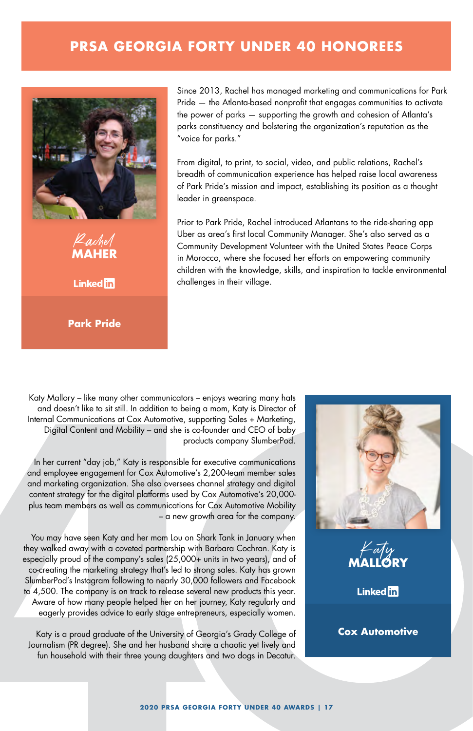# PRSA GEORGIA FORTY UNDER 40 HONOREES

## Rachel MAHER

LinkedIn

**Park Pride**

Since 2013, Rachel has managed marketing and communications for Park Pride — the Atlanta-based nonprofit that engages communities to activate the power of parks — supporting the growth and cohesion of Atlanta's parks constituency and bolstering the organization's reputation as the "voice for parks."

From digital, to print, to social, video, and public relations, Rachel's breadth of communication experience has helped raise local awareness of Park Pride's mission and impact, establishing its position as a thought leader in greenspace.

Prior to Park Pride, Rachel introduced Atlantans to the ride-sharing app Uber as area's first local Community Manager. She's also served as a Community Development Volunteer with the United States Peace Corps in Morocco, where she focused her efforts on empowering community children with the knowledge, skills, and inspiration to tackle environmental challenges in their village.

## Katy MALLORY

LinkedIn

**Cox Automotive**

Katy Mallory – like many other communicators – enjoys wearing many hats and doesn't like to sit still. In addition to being a mom, Katy is Director of Internal Communications at Cox Automotive, supporting Sales + Marketing, Digital Content and Mobility – and she is co-founder and CEO of baby products company SlumberPod.

In her current "day job," Katy is responsible for executive communications and employee engagement for Cox Automotive's 2,200-team member sales and marketing organization. She also oversees channel strategy and digital content strategy for the digital platforms used by Cox Automotive's 20,000-plus team members as well as communications for Cox Automotive Mobility – a new growth area for the company.

You may have seen Katy and her mom Lou on Shark Tank in January when they walked away with a coveted partnership with Barbara Cochran. Katy is especially proud of the company's sales (25,000+ units in two years), and of co-creating the marketing strategy that's led to strong sales. Katy has grown SlumberPod's Instagram following to nearly 30,000 followers and Facebook to 4,500. The company is on track to release several new products this year. Aware of how many people helped her on her journey, Katy regularly and eagerly provides advice to early stage entrepreneurs, especially women.

Katy is a proud graduate of the University of Georgia's Grady College of Journalism (PR degree). She and her husband share a chaotic yet lively and fun household with their three young daughters and two dogs in Decatur.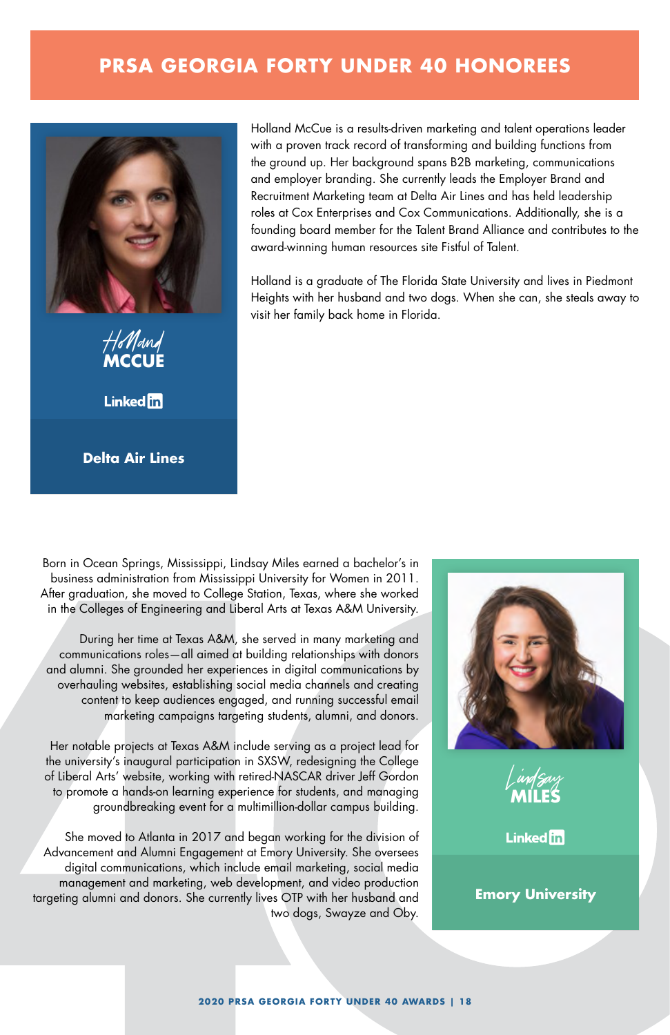# PRSA GEORGIA FORTY UNDER 40 HONOREES

## Holland MCCUE

LinkedIn

**Delta Air Lines**

Holland McCue is a results-driven marketing and talent operations leader with a proven track record of transforming and building functions from the ground up. Her background spans B2B marketing, communications and employer branding. She currently leads the Employer Brand and Recruitment Marketing team at Delta Air Lines and has held leadership roles at Cox Enterprises and Cox Communications. Additionally, she is a founding board member for the Talent Brand Alliance and contributes to the award-winning human resources site Fistful of Talent.

Holland is a graduate of The Florida State University and lives in Piedmont Heights with her husband and two dogs. When she can, she steals away to visit her family back home in Florida.

## Lindsay MILES

LinkedIn

**Emory University**

Born in Ocean Springs, Mississippi, Lindsay Miles earned a bachelor's in business administration from Mississippi University for Women in 2011. After graduation, she moved to College Station, Texas, where she worked in the Colleges of Engineering and Liberal Arts at Texas A&M University.

During her time at Texas A&M, she served in many marketing and communications roles—all aimed at building relationships with donors and alumni. She grounded her experiences in digital communications by overhauling websites, establishing social media channels and creating content to keep audiences engaged, and running successful email marketing campaigns targeting students, alumni, and donors.

Her notable projects at Texas A&M include serving as a project lead for the university's inaugural participation in SXSW, redesigning the College of Liberal Arts' website, working with retired-NASCAR driver Jeff Gordon to promote a hands-on learning experience for students, and managing groundbreaking event for a multimillion-dollar campus building.

She moved to Atlanta in 2017 and began working for the division of Advancement and Alumni Engagement at Emory University. She oversees digital communications, which include email marketing, social media management and marketing, web development, and video production targeting alumni and donors. She currently lives OTP with her husband and two dogs, Swayze and Oby.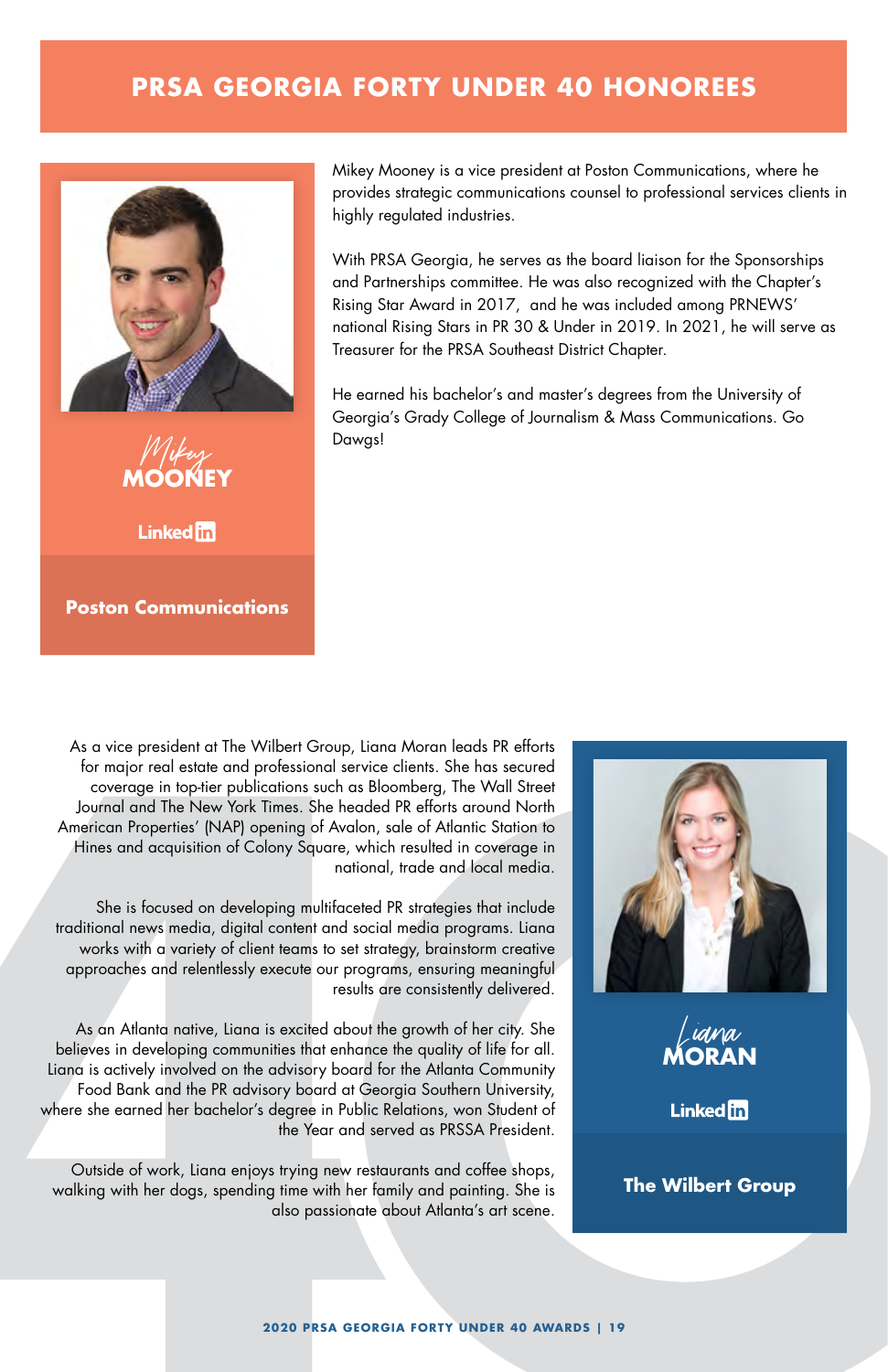# PRSA GEORGIA FORTY UNDER 40 HONOREES

## Mikey MOONEY

LinkedIn

**Poston Communications**

Mikey Mooney is a vice president at Poston Communications, where he provides strategic communications counsel to professional services clients in highly regulated industries.

With PRSA Georgia, he serves as the board liaison for the Sponsorships and Partnerships committee. He was also recognized with the Chapter's Rising Star Award in 2017, and he was included among PRNEWS' national Rising Stars in PR 30 & Under in 2019. In 2021, he will serve as Treasurer for the PRSA Southeast District Chapter.

He earned his bachelor's and master's degrees from the University of Georgia's Grady College of Journalism & Mass Communications. Go Dawgs!

## Liana MORAN

LinkedIn

**The Wilbert Group**

As a vice president at The Wilbert Group, Liana Moran leads PR efforts for major real estate and professional service clients. She has secured coverage in top-tier publications such as Bloomberg, The Wall Street Journal and The New York Times. She headed PR efforts around North American Properties' (NAP) opening of Avalon, sale of Atlantic Station to Hines and acquisition of Colony Square, which resulted in coverage in national, trade and local media.

She is focused on developing multifaceted PR strategies that include traditional news media, digital content and social media programs. Liana works with a variety of client teams to set strategy, brainstorm creative approaches and relentlessly execute our programs, ensuring meaningful results are consistently delivered.

As an Atlanta native, Liana is excited about the growth of her city. She believes in developing communities that enhance the quality of life for all. Liana is actively involved on the advisory board for the Atlanta Community Food Bank and the PR advisory board at Georgia Southern University, where she earned her bachelor's degree in Public Relations, won Student of the Year and served as PRSSA President.

Outside of work, Liana enjoys trying new restaurants and coffee shops, walking with her dogs, spending time with her family and painting. She is also passionate about Atlanta's art scene.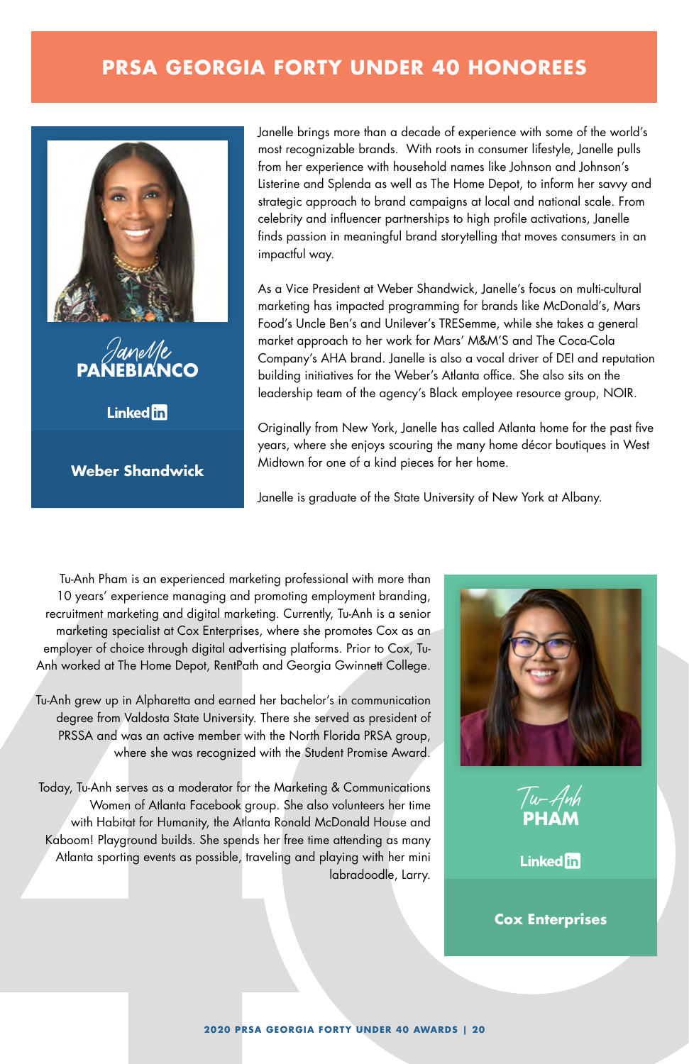# PRSA GEORGIA FORTY UNDER 40 HONOREES

## Janelle PANEBIANCO

LinkedIn

**Weber Shandwick**

Janelle brings more than a decade of experience with some of the world's most recognizable brands. With roots in consumer lifestyle, Janelle pulls from her experience with household names like Johnson and Johnson's Listerine and Splenda as well as The Home Depot, to inform her savvy and strategic approach to brand campaigns at local and national scale. From celebrity and influencer partnerships to high profile activations, Janelle finds passion in meaningful brand storytelling that moves consumers in an impactful way.

As a Vice President at Weber Shandwick, Janelle's focus on multi-cultural marketing has impacted programming for brands like McDonald's, Mars Food's Uncle Ben's and Unilever's TRESemme, while she takes a general market approach to her work for Mars' M&M'S and The Coca-Cola Company's AHA brand. Janelle is also a vocal driver of DEI and reputation building initiatives for the Weber's Atlanta office. She also sits on the leadership team of the agency's Black employee resource group, NOIR.

Originally from New York, Janelle has called Atlanta home for the past five years, where she enjoys scouring the many home décor boutiques in West Midtown for one of a kind pieces for her home.

Janelle is graduate of the State University of New York at Albany.

## Tu-Anh PHAM

LinkedIn

**Cox Enterprises**

Tu-Anh Pham is an experienced marketing professional with more than 10 years' experience managing and promoting employment branding, recruitment marketing and digital marketing. Currently, Tu-Anh is a senior marketing specialist at Cox Enterprises, where she promotes Cox as an employer of choice through digital advertising platforms. Prior to Cox, Tu-Anh worked at The Home Depot, RentPath and Georgia Gwinnett College.

Tu-Anh grew up in Alpharetta and earned her bachelor's in communication degree from Valdosta State University. There she served as president of PRSSA and was an active member with the North Florida PRSA group, where she was recognized with the Student Promise Award.

Today, Tu-Anh serves as a moderator for the Marketing & Communications Women of Atlanta Facebook group. She also volunteers her time with Habitat for Humanity, the Atlanta Ronald McDonald House and Kaboom! Playground builds. She spends her free time attending as many Atlanta sporting events as possible, traveling and playing with her mini labradoodle, Larry.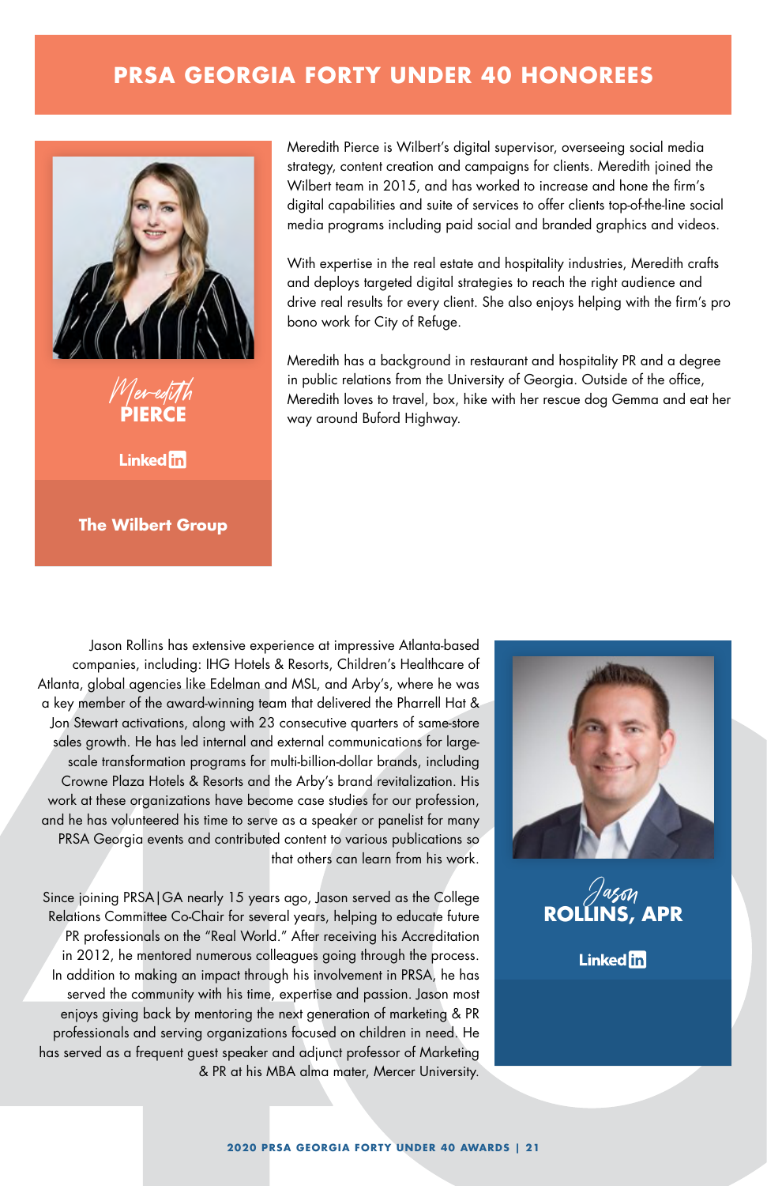# PRSA GEORGIA FORTY UNDER 40 HONOREES

Meredith
**PIERCE**

LinkedIn

**The Wilbert Group**

Meredith Pierce is Wilbert's digital supervisor, overseeing social media strategy, content creation and campaigns for clients. Meredith joined the Wilbert team in 2015, and has worked to increase and hone the firm's digital capabilities and suite of services to offer clients top-of-the-line social media programs including paid social and branded graphics and videos.

With expertise in the real estate and hospitality industries, Meredith crafts and deploys targeted digital strategies to reach the right audience and drive real results for every client. She also enjoys helping with the firm's pro bono work for City of Refuge.

Meredith has a background in restaurant and hospitality PR and a degree in public relations from the University of Georgia. Outside of the office, Meredith loves to travel, box, hike with her rescue dog Gemma and eat her way around Buford Highway.

Jason
**ROLLINS, APR**

LinkedIn

Jason Rollins has extensive experience at impressive Atlanta-based companies, including: IHG Hotels & Resorts, Children's Healthcare of Atlanta, global agencies like Edelman and MSL, and Arby's, where he was a key member of the award-winning team that delivered the Pharrell Hat & Jon Stewart activations, along with 23 consecutive quarters of same-store sales growth. He has led internal and external communications for large-scale transformation programs for multi-billion-dollar brands, including Crowne Plaza Hotels & Resorts and the Arby's brand revitalization. His work at these organizations have become case studies for our profession, and he has volunteered his time to serve as a speaker or panelist for many PRSA Georgia events and contributed content to various publications so that others can learn from his work.

Since joining PRSA|GA nearly 15 years ago, Jason served as the College Relations Committee Co-Chair for several years, helping to educate future PR professionals on the "Real World." After receiving his Accreditation in 2012, he mentored numerous colleagues going through the process. In addition to making an impact through his involvement in PRSA, he has served the community with his time, expertise and passion. Jason most enjoys giving back by mentoring the next generation of marketing & PR professionals and serving organizations focused on children in need. He has served as a frequent guest speaker and adjunct professor of Marketing & PR at his MBA alma mater, Mercer University.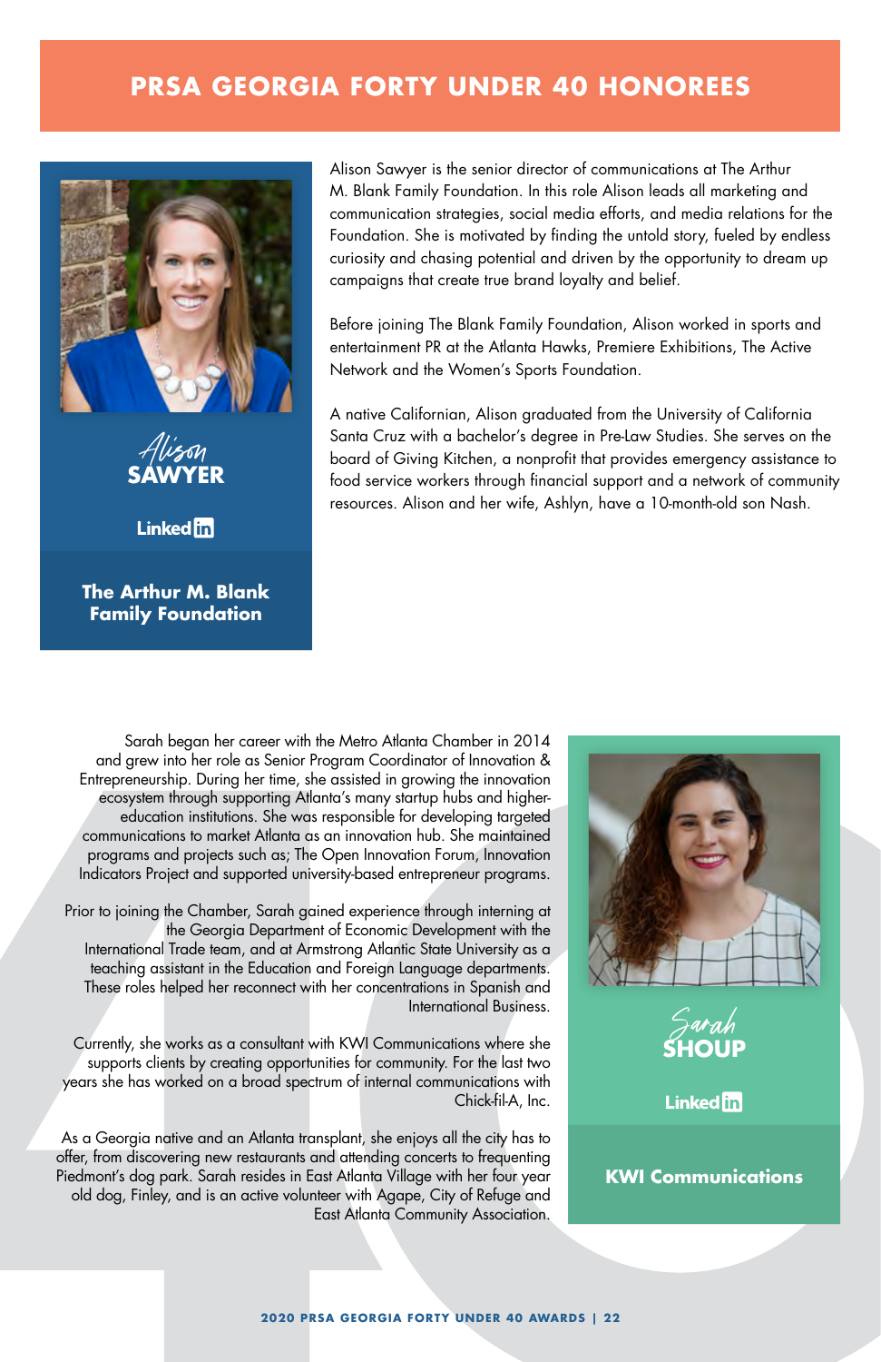# PRSA GEORGIA FORTY UNDER 40 HONOREES

## Alison SAWYER

LinkedIn

**The Arthur M. Blank Family Foundation**

Alison Sawyer is the senior director of communications at The Arthur M. Blank Family Foundation. In this role Alison leads all marketing and communication strategies, social media efforts, and media relations for the Foundation. She is motivated by finding the untold story, fueled by endless curiosity and chasing potential and driven by the opportunity to dream up campaigns that create true brand loyalty and belief.

Before joining The Blank Family Foundation, Alison worked in sports and entertainment PR at the Atlanta Hawks, Premiere Exhibitions, The Active Network and the Women's Sports Foundation.

A native Californian, Alison graduated from the University of California Santa Cruz with a bachelor's degree in Pre-Law Studies. She serves on the board of Giving Kitchen, a nonprofit that provides emergency assistance to food service workers through financial support and a network of community resources. Alison and her wife, Ashlyn, have a 10-month-old son Nash.

## Sarah SHOUP

LinkedIn

**KWI Communications**

Sarah began her career with the Metro Atlanta Chamber in 2014 and grew into her role as Senior Program Coordinator of Innovation & Entrepreneurship. During her time, she assisted in growing the innovation ecosystem through supporting Atlanta's many startup hubs and higher-education institutions. She was responsible for developing targeted communications to market Atlanta as an innovation hub. She maintained programs and projects such as; The Open Innovation Forum, Innovation Indicators Project and supported university-based entrepreneur programs.

Prior to joining the Chamber, Sarah gained experience through interning at the Georgia Department of Economic Development with the International Trade team, and at Armstrong Atlantic State University as a teaching assistant in the Education and Foreign Language departments. These roles helped her reconnect with her concentrations in Spanish and International Business.

Currently, she works as a consultant with KWI Communications where she supports clients by creating opportunities for community. For the last two years she has worked on a broad spectrum of internal communications with Chick-fil-A, Inc.

As a Georgia native and an Atlanta transplant, she enjoys all the city has to offer, from discovering new restaurants and attending concerts to frequenting Piedmont's dog park. Sarah resides in East Atlanta Village with her four year old dog, Finley, and is an active volunteer with Agape, City of Refuge and East Atlanta Community Association.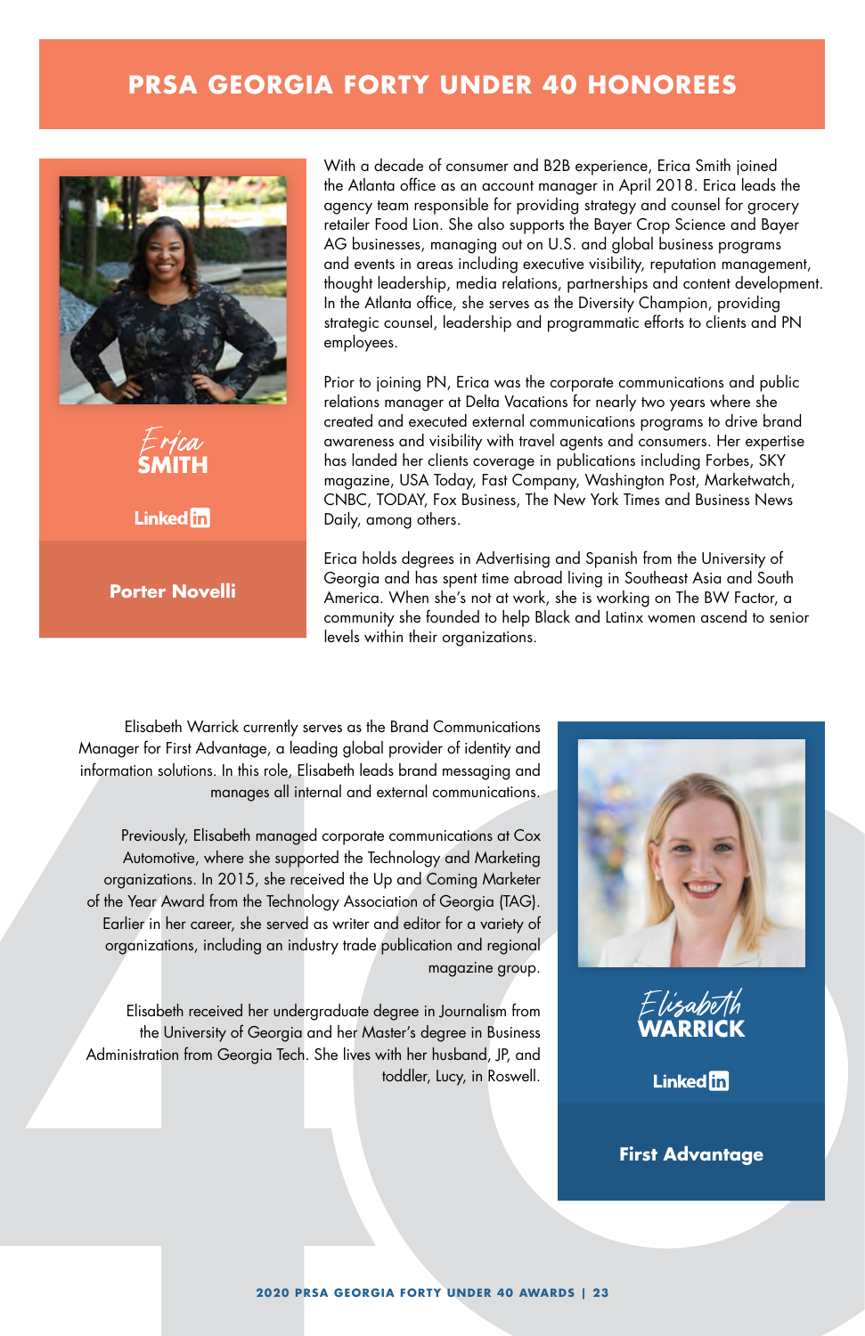# PRSA GEORGIA FORTY UNDER 40 HONOREES

## Erica SMITH

LinkedIn

**Porter Novelli**

With a decade of consumer and B2B experience, Erica Smith joined the Atlanta office as an account manager in April 2018. Erica leads the agency team responsible for providing strategy and counsel for grocery retailer Food Lion. She also supports the Bayer Crop Science and Bayer AG businesses, managing out on U.S. and global business programs and events in areas including executive visibility, reputation management, thought leadership, media relations, partnerships and content development. In the Atlanta office, she serves as the Diversity Champion, providing strategic counsel, leadership and programmatic efforts to clients and PN employees.

Prior to joining PN, Erica was the corporate communications and public relations manager at Delta Vacations for nearly two years where she created and executed external communications programs to drive brand awareness and visibility with travel agents and consumers. Her expertise has landed her clients coverage in publications including Forbes, SKY magazine, USA Today, Fast Company, Washington Post, Marketwatch, CNBC, TODAY, Fox Business, The New York Times and Business News Daily, among others.

Erica holds degrees in Advertising and Spanish from the University of Georgia and has spent time abroad living in Southeast Asia and South America. When she's not at work, she is working on The BW Factor, a community she founded to help Black and Latinx women ascend to senior levels within their organizations.

## Elisabeth WARRICK

LinkedIn

**First Advantage**

Elisabeth Warrick currently serves as the Brand Communications Manager for First Advantage, a leading global provider of identity and information solutions. In this role, Elisabeth leads brand messaging and manages all internal and external communications.

Previously, Elisabeth managed corporate communications at Cox Automotive, where she supported the Technology and Marketing organizations. In 2015, she received the Up and Coming Marketer of the Year Award from the Technology Association of Georgia (TAG). Earlier in her career, she served as writer and editor for a variety of organizations, including an industry trade publication and regional magazine group.

Elisabeth received her undergraduate degree in Journalism from the University of Georgia and her Master's degree in Business Administration from Georgia Tech. She lives with her husband, JP, and toddler, Lucy, in Roswell.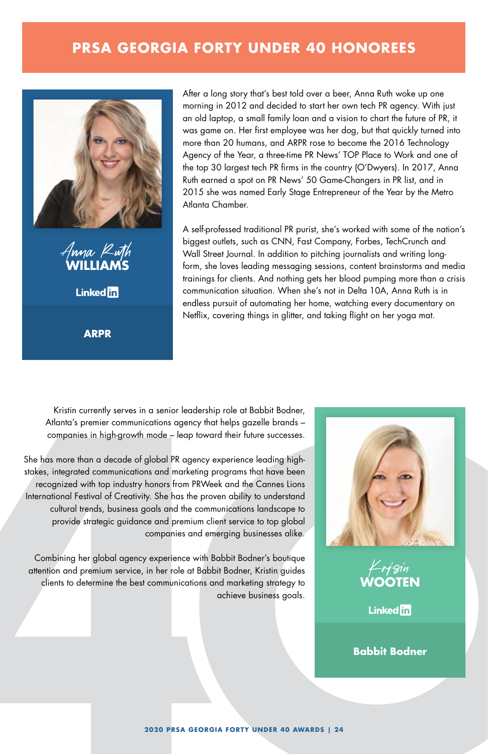# PRSA GEORGIA FORTY UNDER 40 HONOREES

## Anna Ruth WILLIAMS

LinkedIn

**ARPR**

After a long story that's best told over a beer, Anna Ruth woke up one morning in 2012 and decided to start her own tech PR agency. With just an old laptop, a small family loan and a vision to chart the future of PR, it was game on. Her first employee was her dog, but that quickly turned into more than 20 humans, and ARPR rose to become the 2016 Technology Agency of the Year, a three-time PR News' TOP Place to Work and one of the top 30 largest tech PR firms in the country (O'Dwyers). In 2017, Anna Ruth earned a spot on PR News' 50 Game-Changers in PR list, and in 2015 she was named Early Stage Entrepreneur of the Year by the Metro Atlanta Chamber.

A self-professed traditional PR purist, she's worked with some of the nation's biggest outlets, such as CNN, Fast Company, Forbes, TechCrunch and Wall Street Journal. In addition to pitching journalists and writing long-form, she loves leading messaging sessions, content brainstorms and media trainings for clients. And nothing gets her blood pumping more than a crisis communication situation. When she's not in Delta 10A, Anna Ruth is in endless pursuit of automating her home, watching every documentary on Netflix, covering things in glitter, and taking flight on her yoga mat.

## Kristin WOOTEN

LinkedIn

**Babbit Bodner**

Kristin currently serves in a senior leadership role at Babbit Bodner, Atlanta's premier communications agency that helps gazelle brands – companies in high-growth mode – leap toward their future successes.

She has more than a decade of global PR agency experience leading high-stakes, integrated communications and marketing programs that have been recognized with top industry honors from PRWeek and the Cannes Lions International Festival of Creativity. She has the proven ability to understand cultural trends, business goals and the communications landscape to provide strategic guidance and premium client service to top global companies and emerging businesses alike.

Combining her global agency experience with Babbit Bodner's boutique attention and premium service, in her role at Babbit Bodner, Kristin guides clients to determine the best communications and marketing strategy to achieve business goals.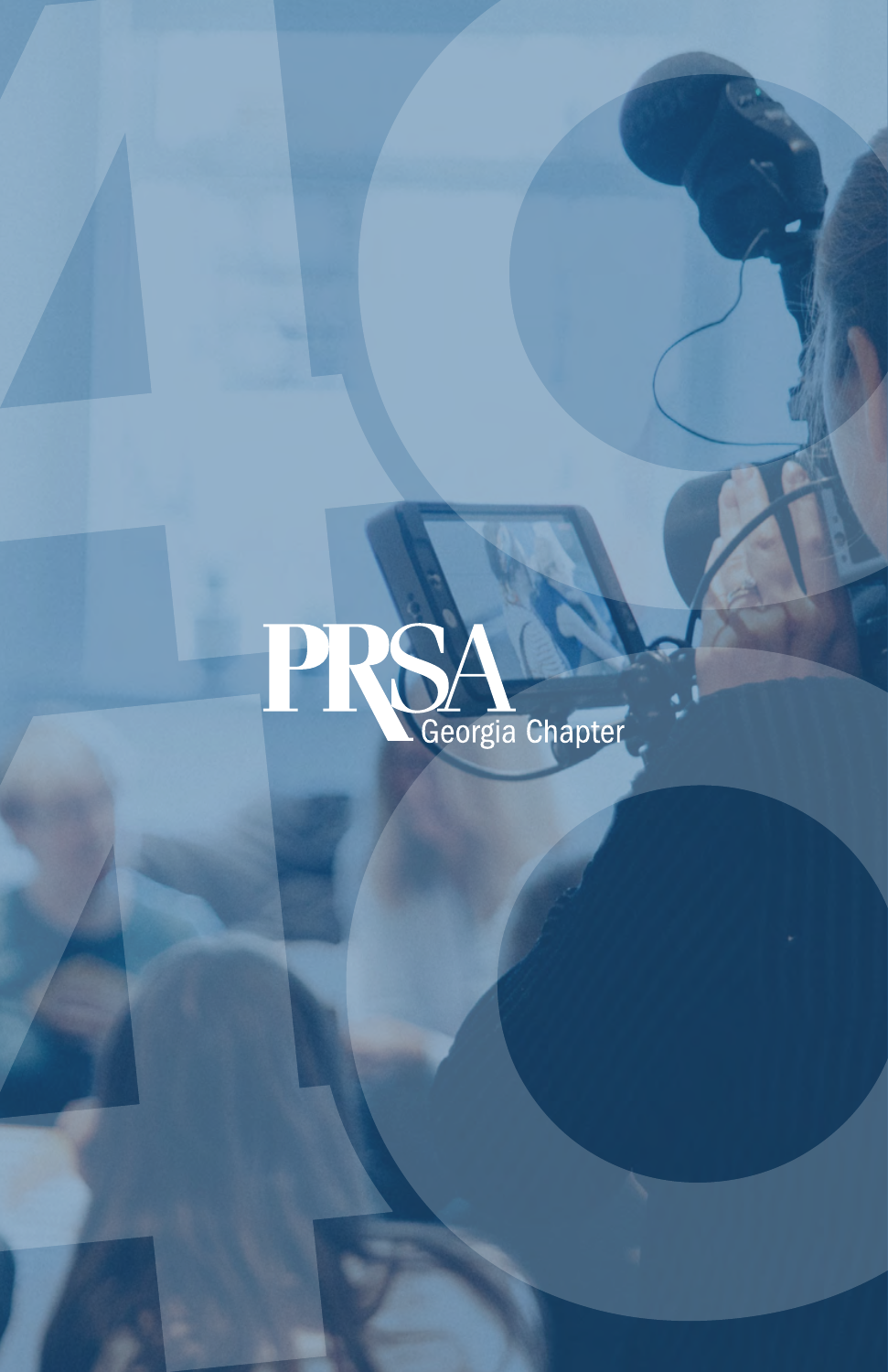PRSA

Georgia Chapter